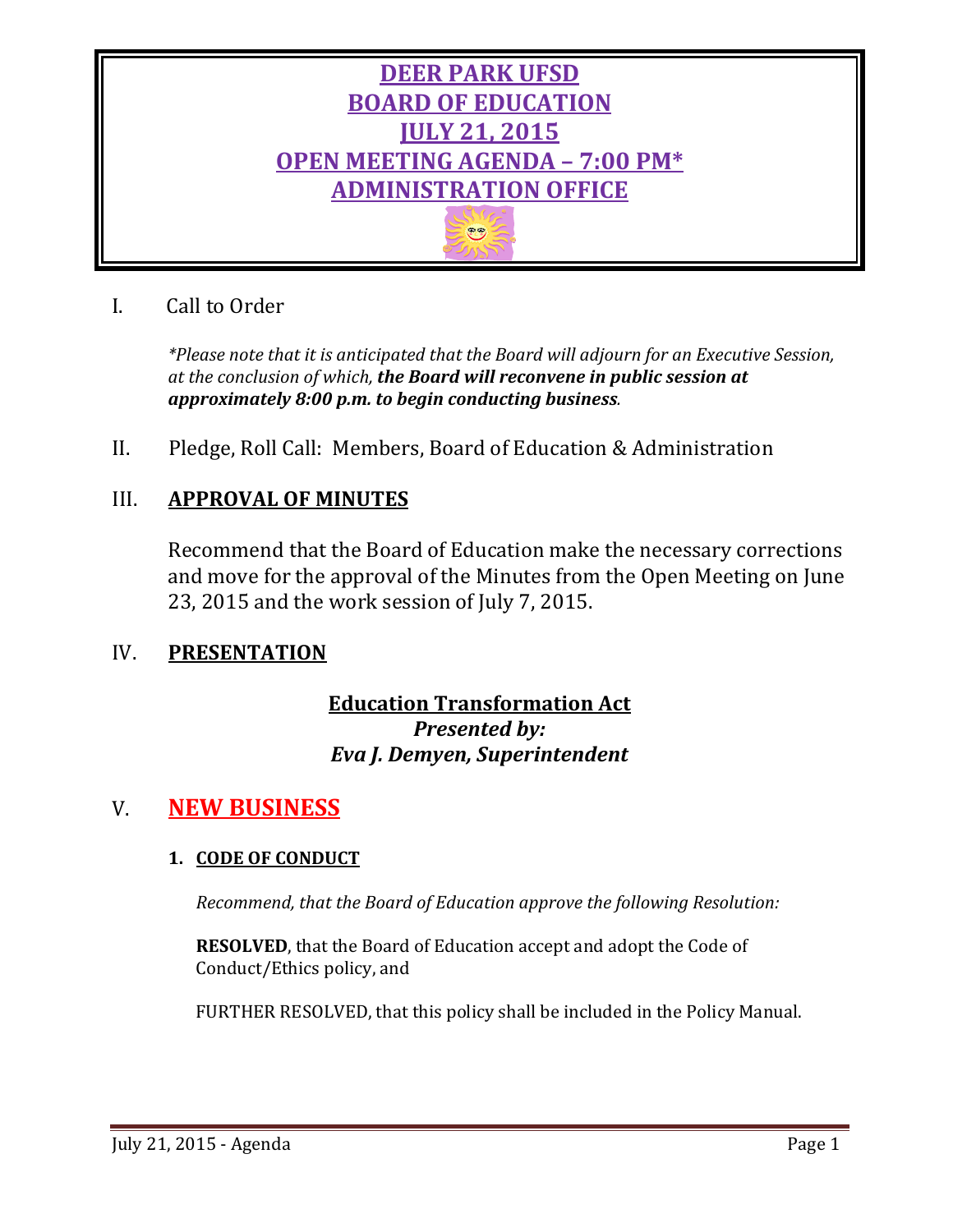# DEER PARK UFSD
# BOARD OF EDUCATION
# JULY 21, 2015
# OPEN MEETING AGENDA – 7:00 PM*
# ADMINISTRATION OFFICE

I. Call to Order

*\*Please note that it is anticipated that the Board will adjourn for an Executive Session, at the conclusion of which,* ***the Board will reconvene in public session at approximately 8:00 p.m. to begin conducting business****.*

II. Pledge, Roll Call: Members, Board of Education & Administration

## III. APPROVAL OF MINUTES

Recommend that the Board of Education make the necessary corrections and move for the approval of the Minutes from the Open Meeting on June 23, 2015 and the work session of July 7, 2015.

## IV. PRESENTATION

**Education Transformation Act**
***Presented by:***
***Eva J. Demyen, Superintendent***

## V. NEW BUSINESS

### 1. CODE OF CONDUCT

*Recommend, that the Board of Education approve the following Resolution:*

**RESOLVED**, that the Board of Education accept and adopt the Code of Conduct/Ethics policy, and

FURTHER RESOLVED, that this policy shall be included in the Policy Manual.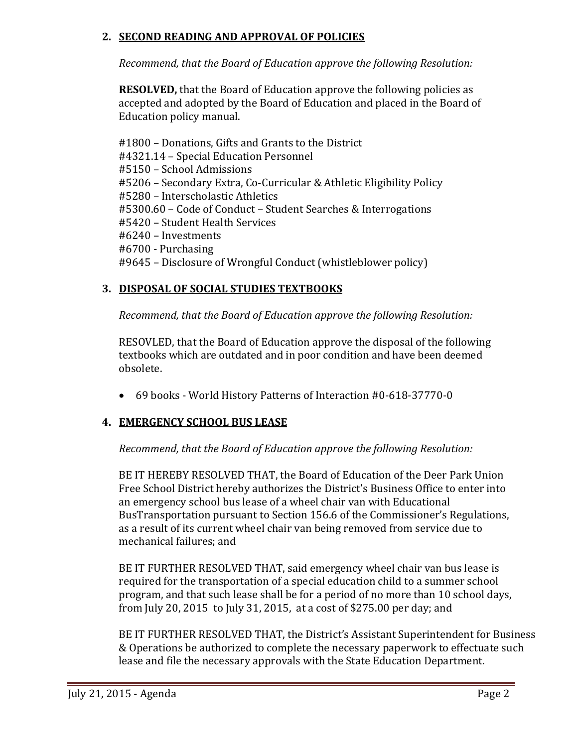## 2. SECOND READING AND APPROVAL OF POLICIES

*Recommend, that the Board of Education approve the following Resolution:*

**RESOLVED,** that the Board of Education approve the following policies as accepted and adopted by the Board of Education and placed in the Board of Education policy manual.

#1800 – Donations, Gifts and Grants to the District
#4321.14 – Special Education Personnel
#5150 – School Admissions
#5206 – Secondary Extra, Co-Curricular & Athletic Eligibility Policy
#5280 – Interscholastic Athletics
#5300.60 – Code of Conduct – Student Searches & Interrogations
#5420 – Student Health Services
#6240 – Investments
#6700 - Purchasing
#9645 – Disclosure of Wrongful Conduct (whistleblower policy)

## 3. DISPOSAL OF SOCIAL STUDIES TEXTBOOKS

*Recommend, that the Board of Education approve the following Resolution:*

RESOVLED, that the Board of Education approve the disposal of the following textbooks which are outdated and in poor condition and have been deemed obsolete.

- 69 books - World History Patterns of Interaction #0-618-37770-0

## 4. EMERGENCY SCHOOL BUS LEASE

*Recommend, that the Board of Education approve the following Resolution:*

BE IT HEREBY RESOLVED THAT, the Board of Education of the Deer Park Union Free School District hereby authorizes the District's Business Office to enter into an emergency school bus lease of a wheel chair van with Educational BusTransportation pursuant to Section 156.6 of the Commissioner's Regulations, as a result of its current wheel chair van being removed from service due to mechanical failures; and

BE IT FURTHER RESOLVED THAT, said emergency wheel chair van bus lease is required for the transportation of a special education child to a summer school program, and that such lease shall be for a period of no more than 10 school days, from July 20, 2015 to July 31, 2015, at a cost of $275.00 per day; and

BE IT FURTHER RESOLVED THAT, the District's Assistant Superintendent for Business & Operations be authorized to complete the necessary paperwork to effectuate such lease and file the necessary approvals with the State Education Department.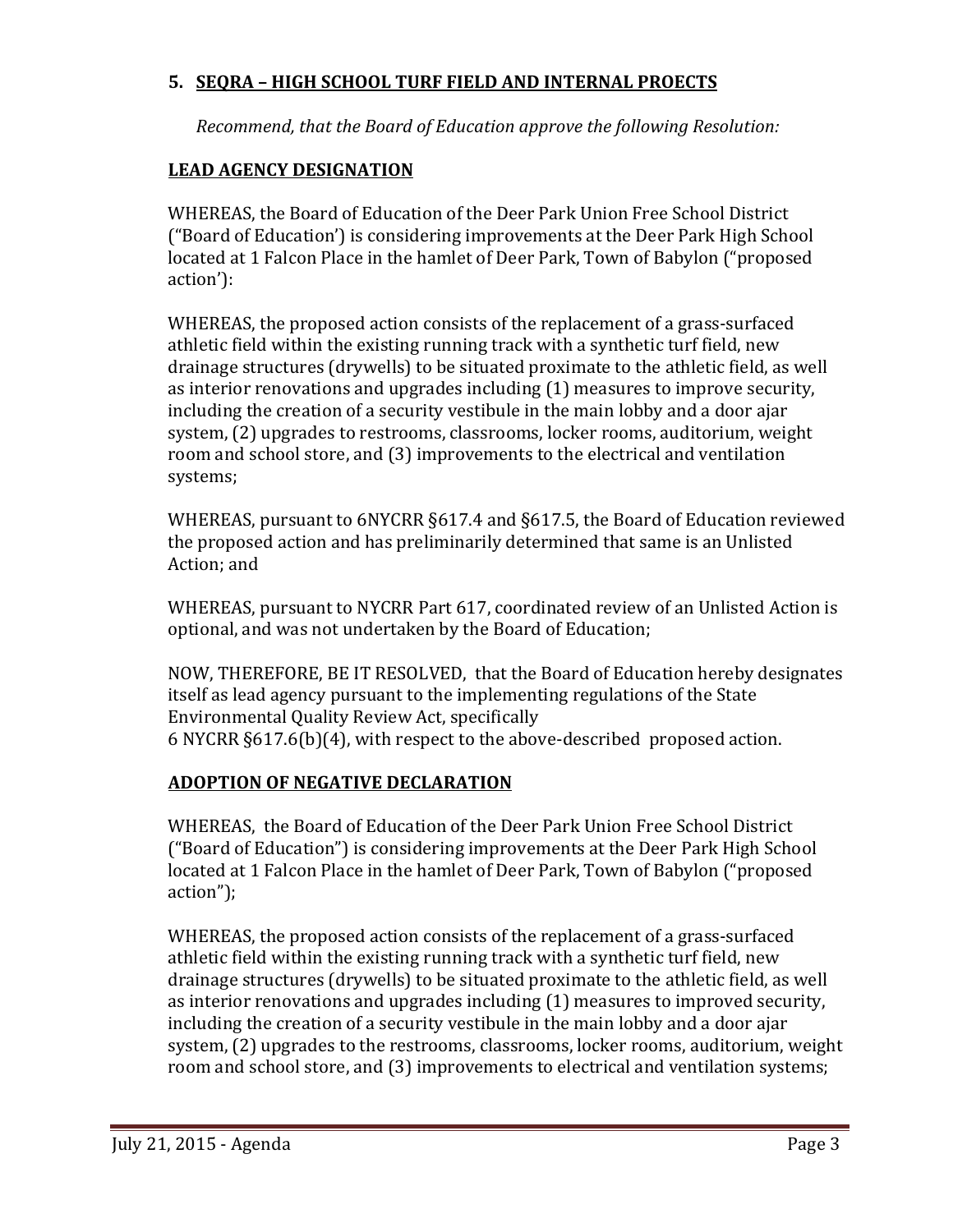## 5. SEQRA – HIGH SCHOOL TURF FIELD AND INTERNAL PROECTS

*Recommend, that the Board of Education approve the following Resolution:*

### LEAD AGENCY DESIGNATION

WHEREAS, the Board of Education of the Deer Park Union Free School District ("Board of Education') is considering improvements at the Deer Park High School located at 1 Falcon Place in the hamlet of Deer Park, Town of Babylon ("proposed action'):

WHEREAS, the proposed action consists of the replacement of a grass-surfaced athletic field within the existing running track with a synthetic turf field, new drainage structures (drywells) to be situated proximate to the athletic field, as well as interior renovations and upgrades including (1) measures to improve security, including the creation of a security vestibule in the main lobby and a door ajar system, (2) upgrades to restrooms, classrooms, locker rooms, auditorium, weight room and school store, and (3) improvements to the electrical and ventilation systems;

WHEREAS, pursuant to 6NYCRR §617.4 and §617.5, the Board of Education reviewed the proposed action and has preliminarily determined that same is an Unlisted Action; and

WHEREAS, pursuant to NYCRR Part 617, coordinated review of an Unlisted Action is optional, and was not undertaken by the Board of Education;

NOW, THEREFORE, BE IT RESOLVED, that the Board of Education hereby designates itself as lead agency pursuant to the implementing regulations of the State Environmental Quality Review Act, specifically 6 NYCRR §617.6(b)(4), with respect to the above-described proposed action.

### ADOPTION OF NEGATIVE DECLARATION

WHEREAS, the Board of Education of the Deer Park Union Free School District ("Board of Education") is considering improvements at the Deer Park High School located at 1 Falcon Place in the hamlet of Deer Park, Town of Babylon ("proposed action");

WHEREAS, the proposed action consists of the replacement of a grass-surfaced athletic field within the existing running track with a synthetic turf field, new drainage structures (drywells) to be situated proximate to the athletic field, as well as interior renovations and upgrades including (1) measures to improved security, including the creation of a security vestibule in the main lobby and a door ajar system, (2) upgrades to the restrooms, classrooms, locker rooms, auditorium, weight room and school store, and (3) improvements to electrical and ventilation systems;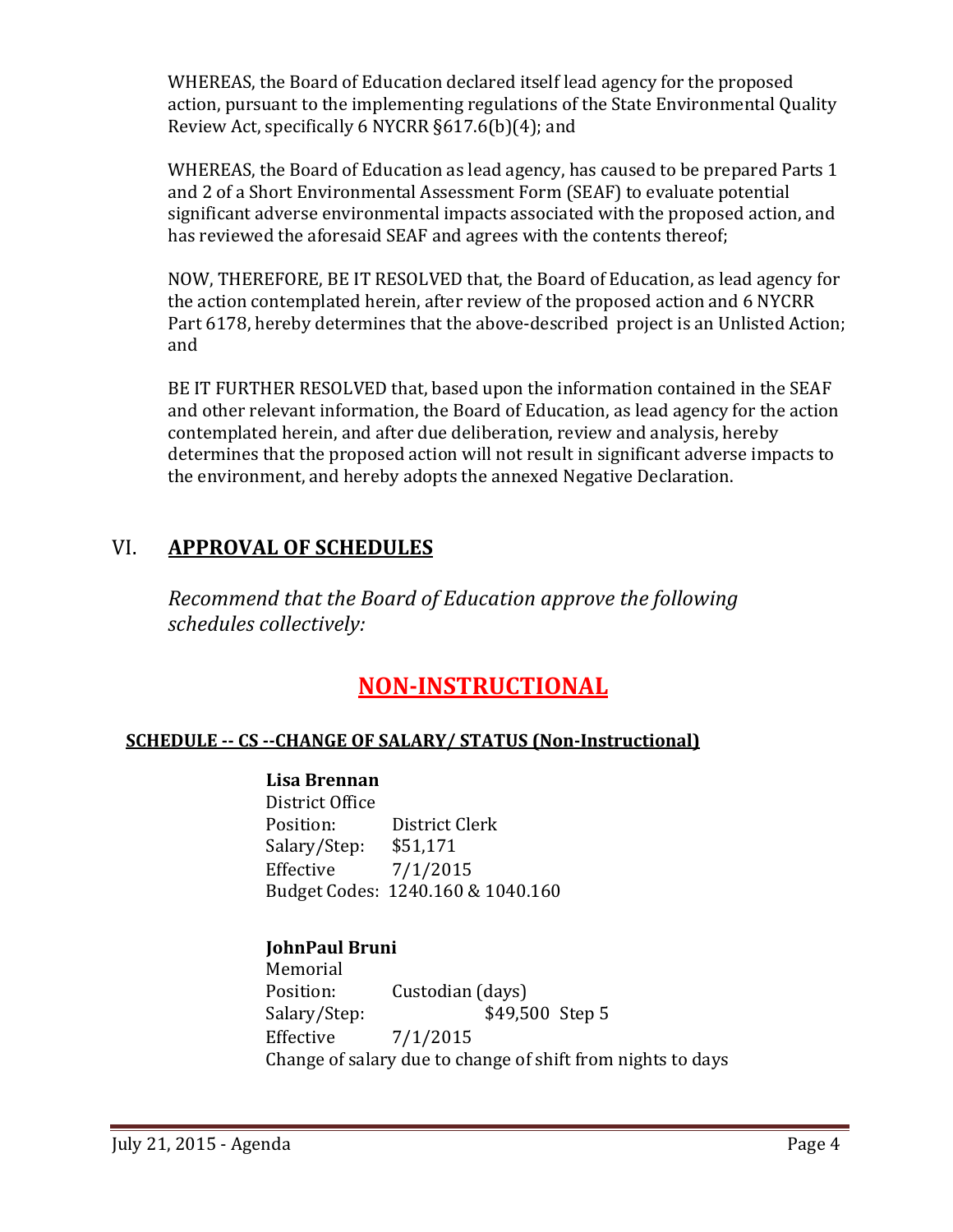WHEREAS, the Board of Education declared itself lead agency for the proposed action, pursuant to the implementing regulations of the State Environmental Quality Review Act, specifically 6 NYCRR §617.6(b)(4); and

WHEREAS, the Board of Education as lead agency, has caused to be prepared Parts 1 and 2 of a Short Environmental Assessment Form (SEAF) to evaluate potential significant adverse environmental impacts associated with the proposed action, and has reviewed the aforesaid SEAF and agrees with the contents thereof;

NOW, THEREFORE, BE IT RESOLVED that, the Board of Education, as lead agency for the action contemplated herein, after review of the proposed action and 6 NYCRR Part 6178, hereby determines that the above-described project is an Unlisted Action; and

BE IT FURTHER RESOLVED that, based upon the information contained in the SEAF and other relevant information, the Board of Education, as lead agency for the action contemplated herein, and after due deliberation, review and analysis, hereby determines that the proposed action will not result in significant adverse impacts to the environment, and hereby adopts the annexed Negative Declaration.

## VI. APPROVAL OF SCHEDULES

*Recommend that the Board of Education approve the following schedules collectively:*

# NON-INSTRUCTIONAL

### SCHEDULE -- CS --CHANGE OF SALARY/ STATUS (Non-Instructional)

**Lisa Brennan**
District Office
Position: District Clerk
Salary/Step: $51,171
Effective 7/1/2015
Budget Codes: 1240.160 & 1040.160

**JohnPaul Bruni**
Memorial
Position: Custodian (days)
Salary/Step: $49,500 Step 5
Effective 7/1/2015
Change of salary due to change of shift from nights to days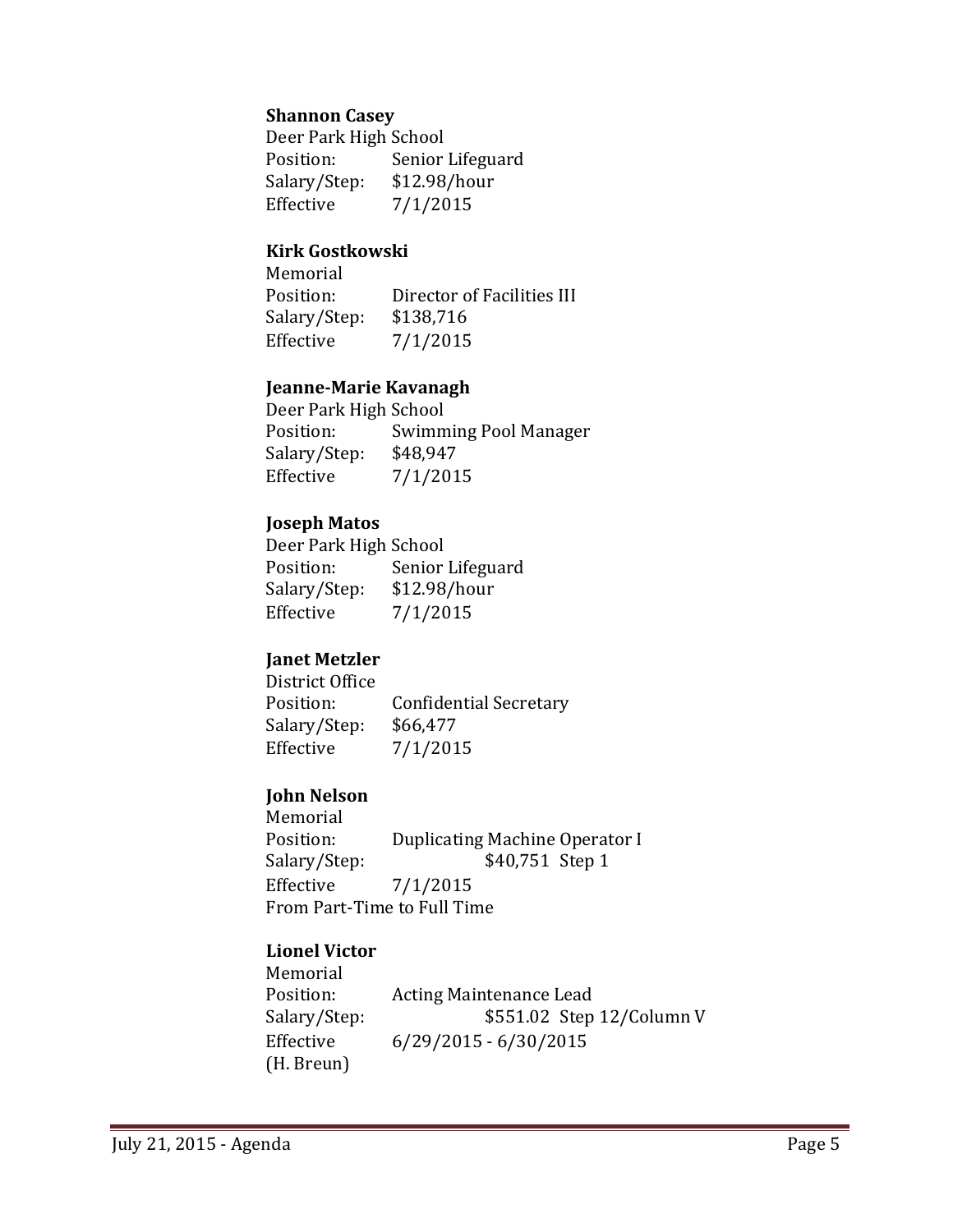**Shannon Casey**
Deer Park High School
Position: Senior Lifeguard
Salary/Step: $12.98/hour
Effective 7/1/2015

**Kirk Gostkowski**
Memorial
Position: Director of Facilities III
Salary/Step: $138,716
Effective 7/1/2015

**Jeanne-Marie Kavanagh**
Deer Park High School
Position: Swimming Pool Manager
Salary/Step: $48,947
Effective 7/1/2015

**Joseph Matos**
Deer Park High School
Position: Senior Lifeguard
Salary/Step: $12.98/hour
Effective 7/1/2015

**Janet Metzler**
District Office
Position: Confidential Secretary
Salary/Step: $66,477
Effective 7/1/2015

**John Nelson**
Memorial
Position: Duplicating Machine Operator I
Salary/Step: $40,751 Step 1
Effective 7/1/2015
From Part-Time to Full Time

**Lionel Victor**
Memorial
Position: Acting Maintenance Lead
Salary/Step: $551.02 Step 12/Column V
Effective 6/29/2015 - 6/30/2015
(H. Breun)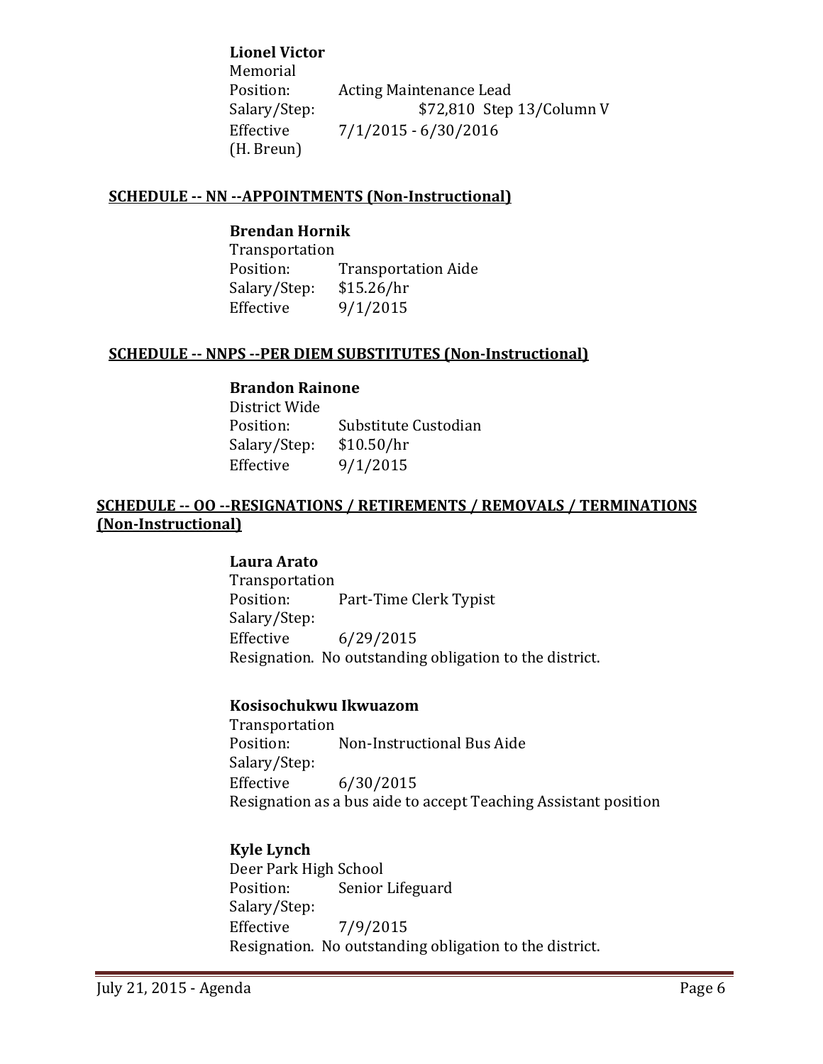**Lionel Victor**
Memorial
Position: Acting Maintenance Lead
Salary/Step: $72,810 Step 13/Column V
Effective 7/1/2015 - 6/30/2016
(H. Breun)

## SCHEDULE -- NN --APPOINTMENTS (Non-Instructional)

**Brendan Hornik**
Transportation
Position: Transportation Aide
Salary/Step: $15.26/hr
Effective 9/1/2015

## SCHEDULE -- NNPS --PER DIEM SUBSTITUTES (Non-Instructional)

**Brandon Rainone**
District Wide
Position: Substitute Custodian
Salary/Step: $10.50/hr
Effective 9/1/2015

## SCHEDULE -- OO --RESIGNATIONS / RETIREMENTS / REMOVALS / TERMINATIONS (Non-Instructional)

**Laura Arato**
Transportation
Position: Part-Time Clerk Typist
Salary/Step:
Effective 6/29/2015
Resignation. No outstanding obligation to the district.

**Kosisochukwu Ikwuazom**
Transportation
Position: Non-Instructional Bus Aide
Salary/Step:
Effective 6/30/2015
Resignation as a bus aide to accept Teaching Assistant position

**Kyle Lynch**
Deer Park High School
Position: Senior Lifeguard
Salary/Step:
Effective 7/9/2015
Resignation. No outstanding obligation to the district.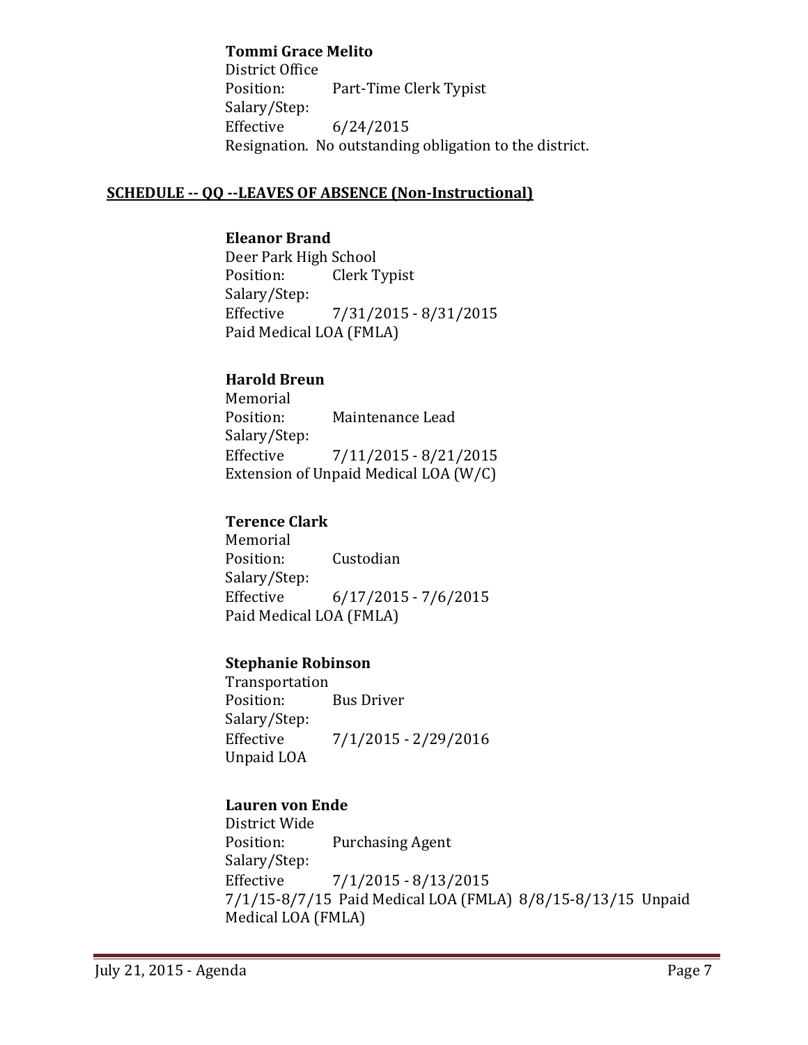**Tommi Grace Melito**
District Office
Position: Part-Time Clerk Typist
Salary/Step:
Effective 6/24/2015
Resignation. No outstanding obligation to the district.

## SCHEDULE -- QQ --LEAVES OF ABSENCE (Non-Instructional)

**Eleanor Brand**
Deer Park High School
Position: Clerk Typist
Salary/Step:
Effective 7/31/2015 - 8/31/2015
Paid Medical LOA (FMLA)

**Harold Breun**
Memorial
Position: Maintenance Lead
Salary/Step:
Effective 7/11/2015 - 8/21/2015
Extension of Unpaid Medical LOA (W/C)

**Terence Clark**
Memorial
Position: Custodian
Salary/Step:
Effective 6/17/2015 - 7/6/2015
Paid Medical LOA (FMLA)

**Stephanie Robinson**
Transportation
Position: Bus Driver
Salary/Step:
Effective 7/1/2015 - 2/29/2016
Unpaid LOA

**Lauren von Ende**
District Wide
Position: Purchasing Agent
Salary/Step:
Effective 7/1/2015 - 8/13/2015
7/1/15-8/7/15 Paid Medical LOA (FMLA) 8/8/15-8/13/15 Unpaid Medical LOA (FMLA)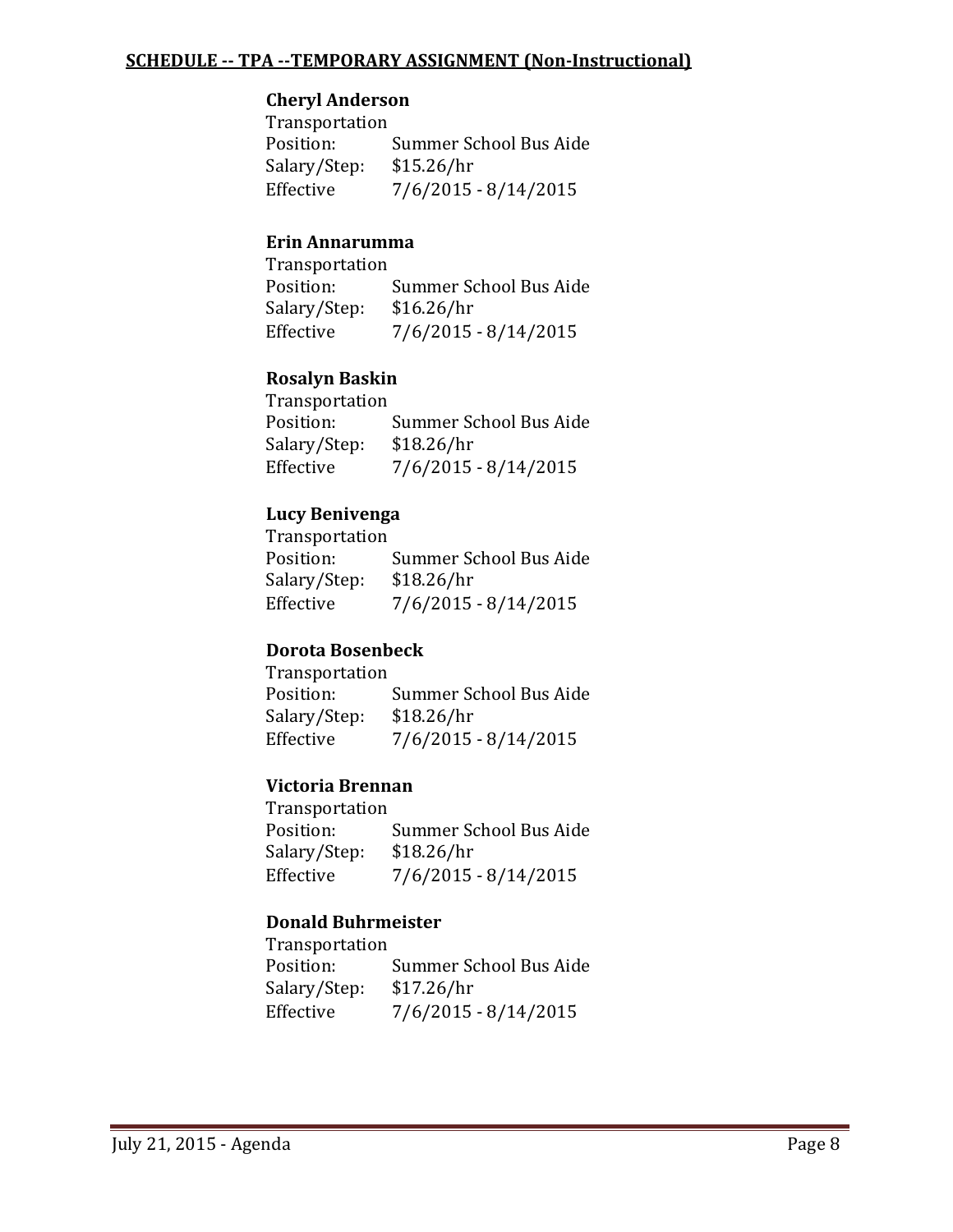**SCHEDULE -- TPA --TEMPORARY ASSIGNMENT (Non-Instructional)**

**Cheryl Anderson**
Transportation
Position: Summer School Bus Aide
Salary/Step: $15.26/hr
Effective 7/6/2015 - 8/14/2015

**Erin Annarumma**
Transportation
Position: Summer School Bus Aide
Salary/Step: $16.26/hr
Effective 7/6/2015 - 8/14/2015

**Rosalyn Baskin**
Transportation
Position: Summer School Bus Aide
Salary/Step: $18.26/hr
Effective 7/6/2015 - 8/14/2015

**Lucy Benivenga**
Transportation
Position: Summer School Bus Aide
Salary/Step: $18.26/hr
Effective 7/6/2015 - 8/14/2015

**Dorota Bosenbeck**
Transportation
Position: Summer School Bus Aide
Salary/Step: $18.26/hr
Effective 7/6/2015 - 8/14/2015

**Victoria Brennan**
Transportation
Position: Summer School Bus Aide
Salary/Step: $18.26/hr
Effective 7/6/2015 - 8/14/2015

**Donald Buhrmeister**
Transportation
Position: Summer School Bus Aide
Salary/Step: $17.26/hr
Effective 7/6/2015 - 8/14/2015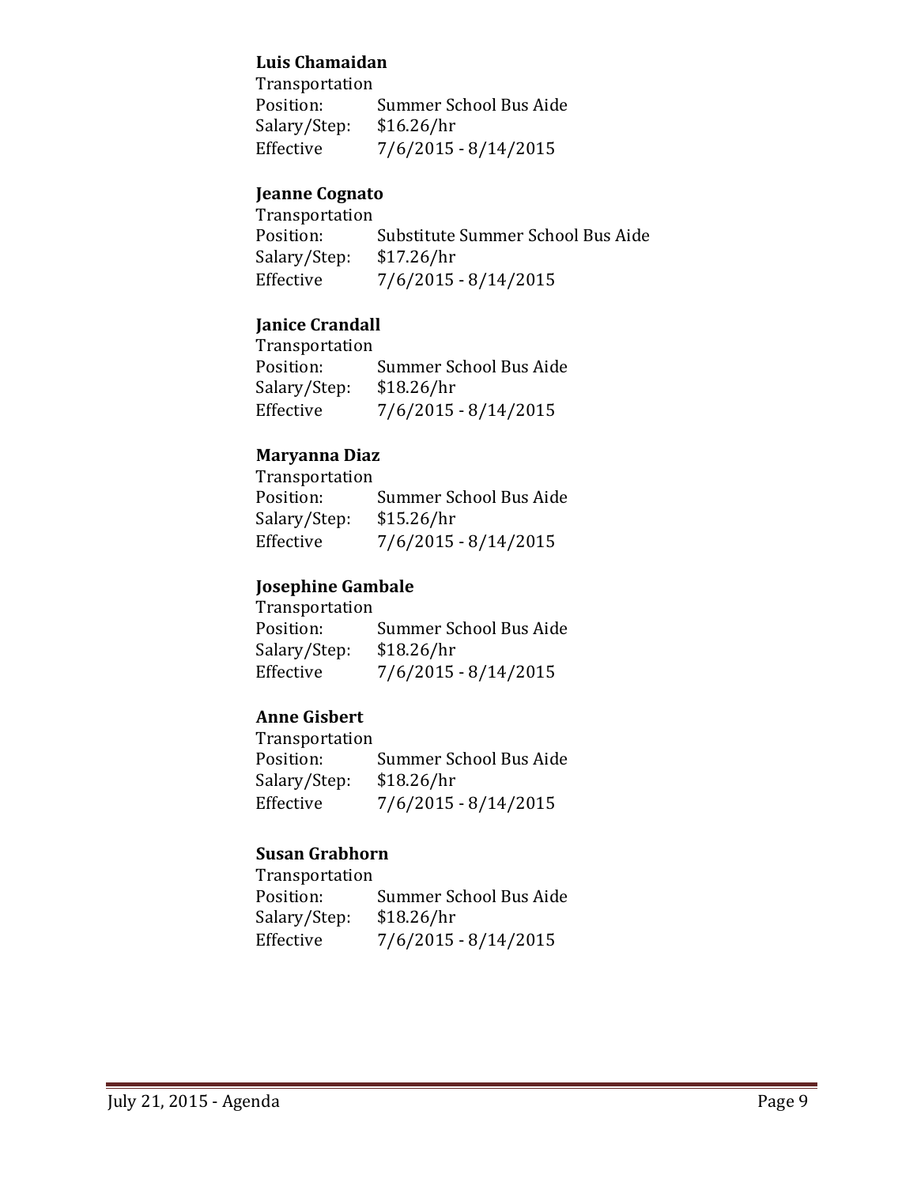**Luis Chamaidan**

Transportation
Position: Summer School Bus Aide
Salary/Step: $16.26/hr
Effective 7/6/2015 - 8/14/2015

**Jeanne Cognato**

Transportation
Position: Substitute Summer School Bus Aide
Salary/Step: $17.26/hr
Effective 7/6/2015 - 8/14/2015

**Janice Crandall**

Transportation
Position: Summer School Bus Aide
Salary/Step: $18.26/hr
Effective 7/6/2015 - 8/14/2015

**Maryanna Diaz**

Transportation
Position: Summer School Bus Aide
Salary/Step: $15.26/hr
Effective 7/6/2015 - 8/14/2015

**Josephine Gambale**

Transportation
Position: Summer School Bus Aide
Salary/Step: $18.26/hr
Effective 7/6/2015 - 8/14/2015

**Anne Gisbert**

Transportation
Position: Summer School Bus Aide
Salary/Step: $18.26/hr
Effective 7/6/2015 - 8/14/2015

**Susan Grabhorn**

Transportation
Position: Summer School Bus Aide
Salary/Step: $18.26/hr
Effective 7/6/2015 - 8/14/2015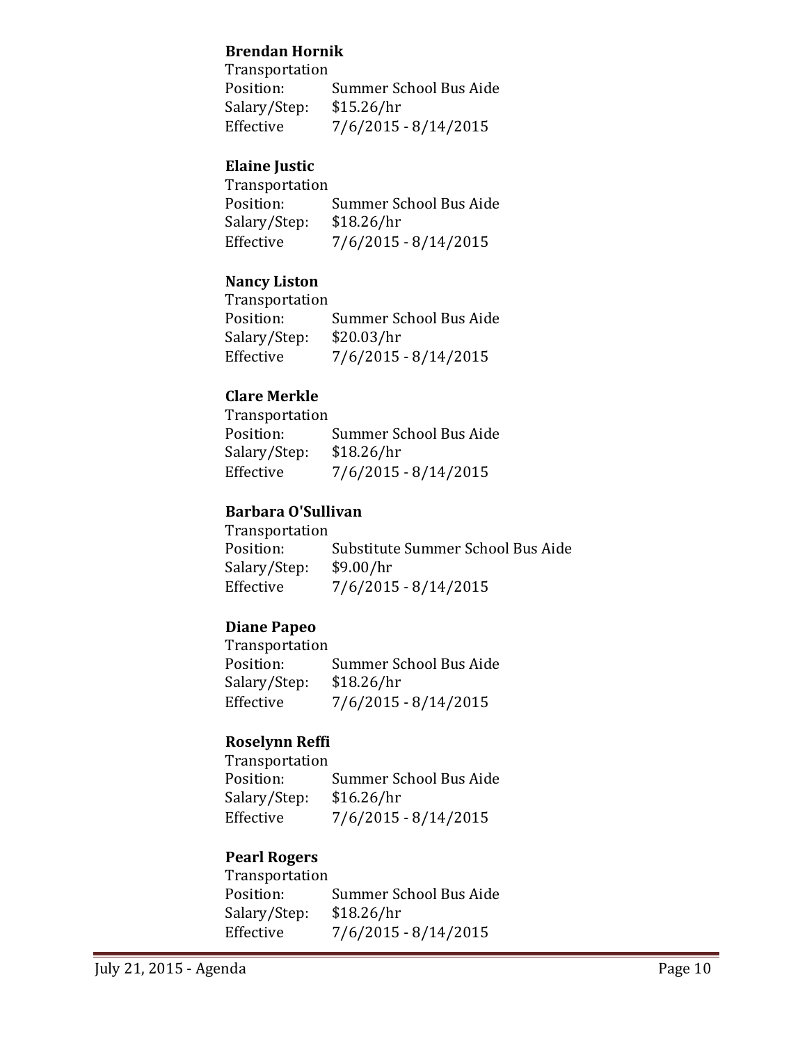**Brendan Hornik**
Transportation
Position: Summer School Bus Aide
Salary/Step: $15.26/hr
Effective 7/6/2015 - 8/14/2015

**Elaine Justic**
Transportation
Position: Summer School Bus Aide
Salary/Step: $18.26/hr
Effective 7/6/2015 - 8/14/2015

**Nancy Liston**
Transportation
Position: Summer School Bus Aide
Salary/Step: $20.03/hr
Effective 7/6/2015 - 8/14/2015

**Clare Merkle**
Transportation
Position: Summer School Bus Aide
Salary/Step: $18.26/hr
Effective 7/6/2015 - 8/14/2015

**Barbara O'Sullivan**
Transportation
Position: Substitute Summer School Bus Aide
Salary/Step: $9.00/hr
Effective 7/6/2015 - 8/14/2015

**Diane Papeo**
Transportation
Position: Summer School Bus Aide
Salary/Step: $18.26/hr
Effective 7/6/2015 - 8/14/2015

**Roselynn Reffi**
Transportation
Position: Summer School Bus Aide
Salary/Step: $16.26/hr
Effective 7/6/2015 - 8/14/2015

**Pearl Rogers**
Transportation
Position: Summer School Bus Aide
Salary/Step: $18.26/hr
Effective 7/6/2015 - 8/14/2015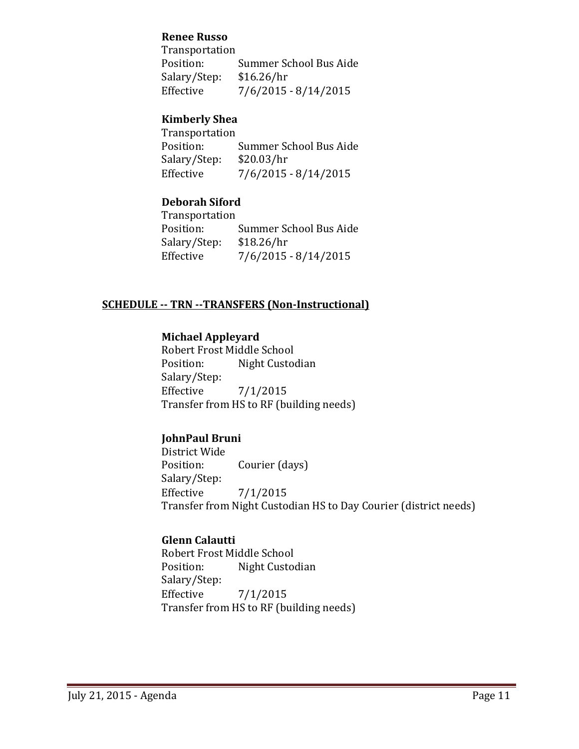**Renee Russo**
Transportation
Position: Summer School Bus Aide
Salary/Step: $16.26/hr
Effective 7/6/2015 - 8/14/2015

**Kimberly Shea**
Transportation
Position: Summer School Bus Aide
Salary/Step: $20.03/hr
Effective 7/6/2015 - 8/14/2015

**Deborah Siford**
Transportation
Position: Summer School Bus Aide
Salary/Step: $18.26/hr
Effective 7/6/2015 - 8/14/2015

**SCHEDULE -- TRN --TRANSFERS (Non-Instructional)**

**Michael Appleyard**
Robert Frost Middle School
Position: Night Custodian
Salary/Step:
Effective 7/1/2015
Transfer from HS to RF (building needs)

**JohnPaul Bruni**
District Wide
Position: Courier (days)
Salary/Step:
Effective 7/1/2015
Transfer from Night Custodian HS to Day Courier (district needs)

**Glenn Calautti**
Robert Frost Middle School
Position: Night Custodian
Salary/Step:
Effective 7/1/2015
Transfer from HS to RF (building needs)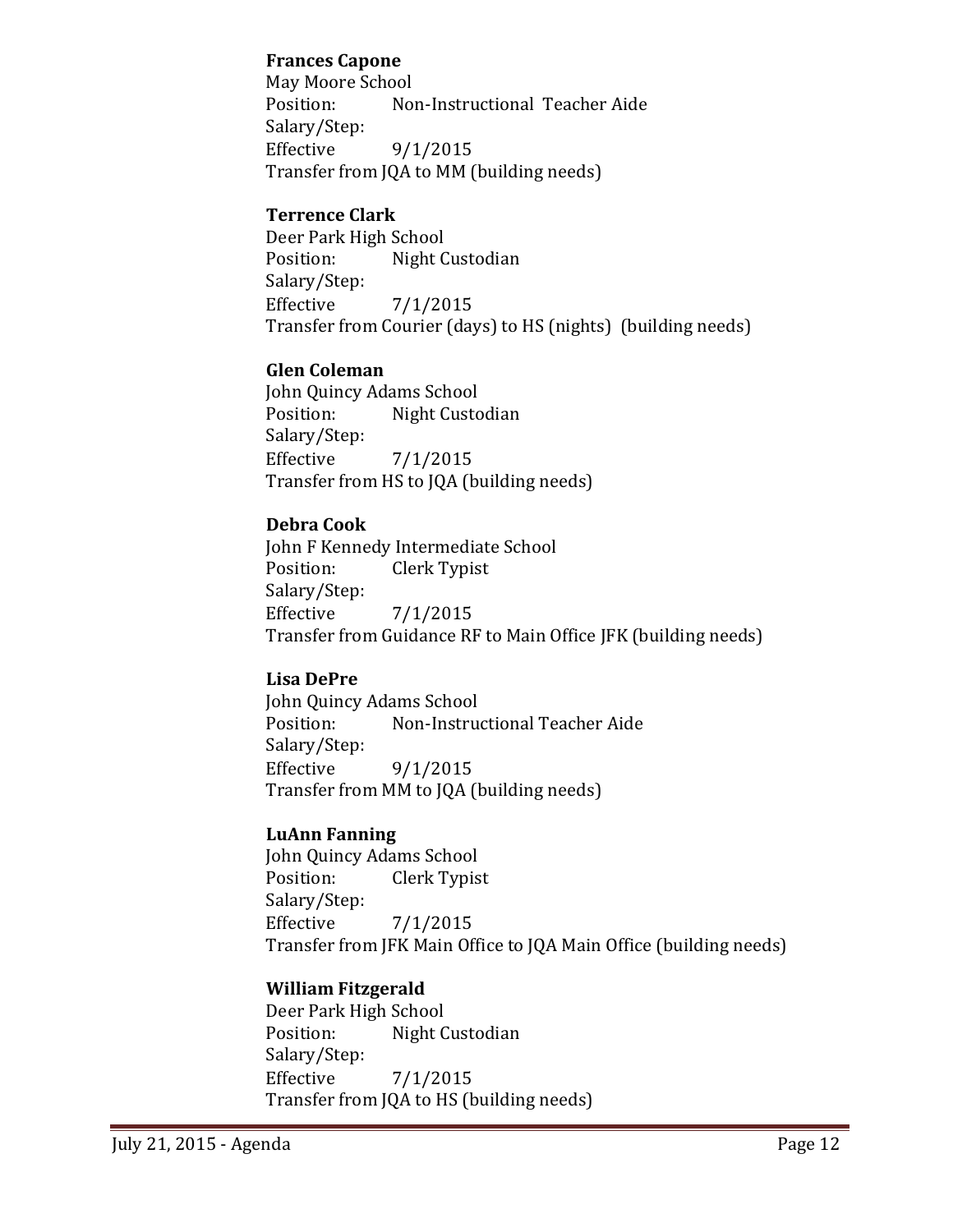**Frances Capone**
May Moore School
Position: Non-Instructional Teacher Aide
Salary/Step:
Effective 9/1/2015
Transfer from JQA to MM (building needs)

**Terrence Clark**
Deer Park High School
Position: Night Custodian
Salary/Step:
Effective 7/1/2015
Transfer from Courier (days) to HS (nights) (building needs)

**Glen Coleman**
John Quincy Adams School
Position: Night Custodian
Salary/Step:
Effective 7/1/2015
Transfer from HS to JQA (building needs)

**Debra Cook**
John F Kennedy Intermediate School
Position: Clerk Typist
Salary/Step:
Effective 7/1/2015
Transfer from Guidance RF to Main Office JFK (building needs)

**Lisa DePre**
John Quincy Adams School
Position: Non-Instructional Teacher Aide
Salary/Step:
Effective 9/1/2015
Transfer from MM to JQA (building needs)

**LuAnn Fanning**
John Quincy Adams School
Position: Clerk Typist
Salary/Step:
Effective 7/1/2015
Transfer from JFK Main Office to JQA Main Office (building needs)

**William Fitzgerald**
Deer Park High School
Position: Night Custodian
Salary/Step:
Effective 7/1/2015
Transfer from JQA to HS (building needs)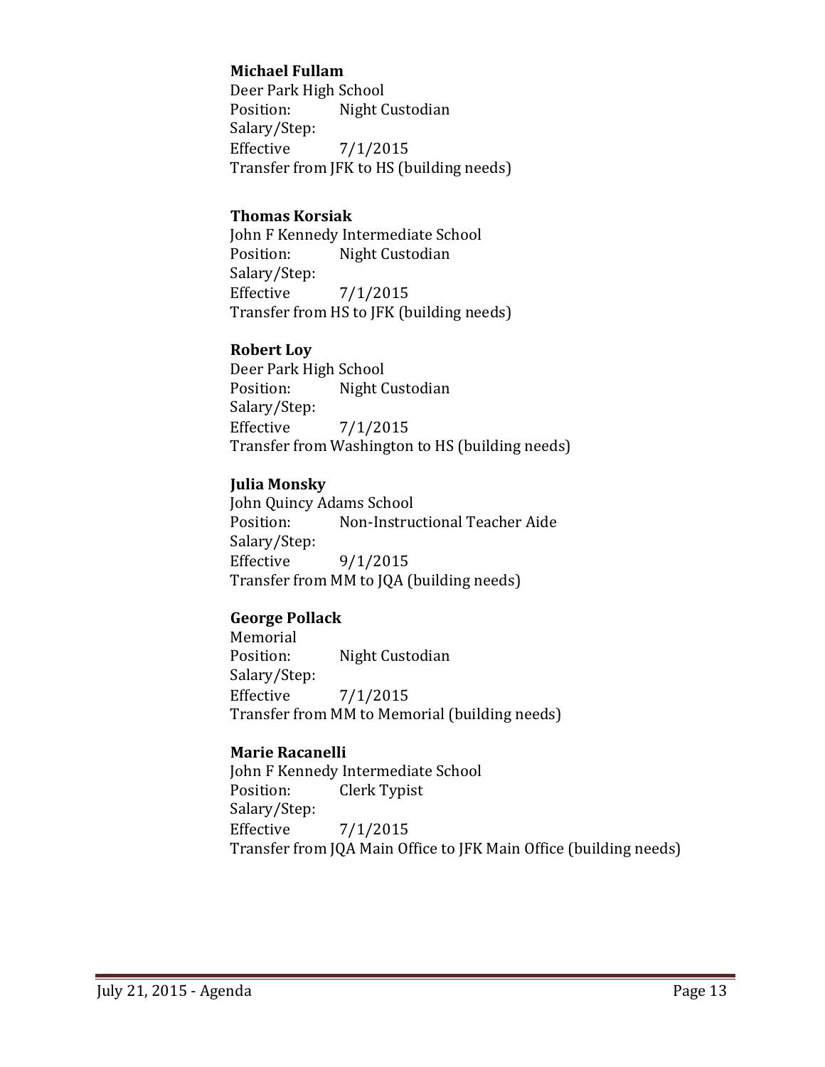**Michael Fullam**
Deer Park High School
Position: Night Custodian
Salary/Step:
Effective 7/1/2015
Transfer from JFK to HS (building needs)

**Thomas Korsiak**
John F Kennedy Intermediate School
Position: Night Custodian
Salary/Step:
Effective 7/1/2015
Transfer from HS to JFK (building needs)

**Robert Loy**
Deer Park High School
Position: Night Custodian
Salary/Step:
Effective 7/1/2015
Transfer from Washington to HS (building needs)

**Julia Monsky**
John Quincy Adams School
Position: Non-Instructional Teacher Aide
Salary/Step:
Effective 9/1/2015
Transfer from MM to JQA (building needs)

**George Pollack**
Memorial
Position: Night Custodian
Salary/Step:
Effective 7/1/2015
Transfer from MM to Memorial (building needs)

**Marie Racanelli**
John F Kennedy Intermediate School
Position: Clerk Typist
Salary/Step:
Effective 7/1/2015
Transfer from JQA Main Office to JFK Main Office (building needs)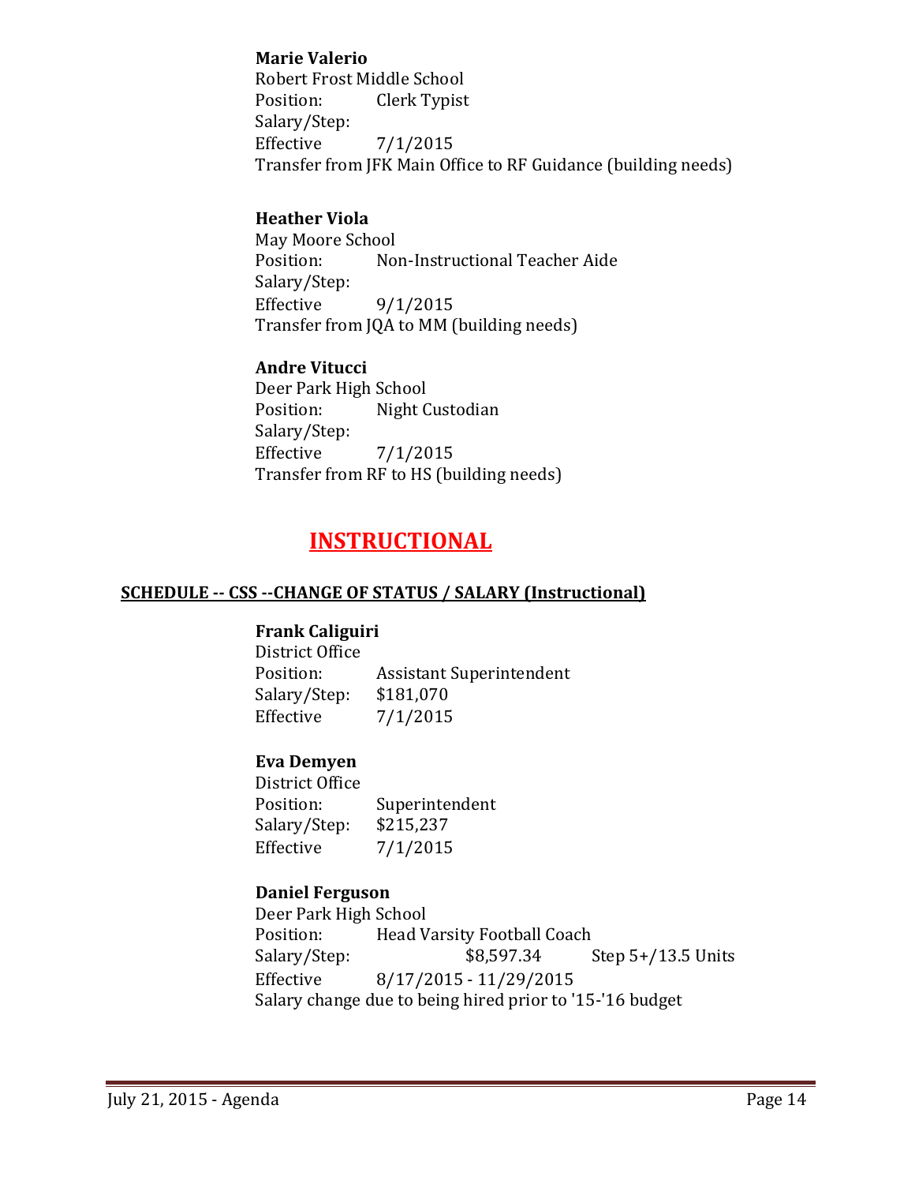**Marie Valerio**
Robert Frost Middle School
Position: Clerk Typist
Salary/Step:
Effective 7/1/2015
Transfer from JFK Main Office to RF Guidance (building needs)

**Heather Viola**
May Moore School
Position: Non-Instructional Teacher Aide
Salary/Step:
Effective 9/1/2015
Transfer from JQA to MM (building needs)

**Andre Vitucci**
Deer Park High School
Position: Night Custodian
Salary/Step:
Effective 7/1/2015
Transfer from RF to HS (building needs)

# INSTRUCTIONAL

## SCHEDULE -- CSS --CHANGE OF STATUS / SALARY (Instructional)

**Frank Caliguiri**
District Office
Position: Assistant Superintendent
Salary/Step: $181,070
Effective 7/1/2015

**Eva Demyen**
District Office
Position: Superintendent
Salary/Step: $215,237
Effective 7/1/2015

**Daniel Ferguson**
Deer Park High School
Position: Head Varsity Football Coach
Salary/Step: $8,597.34 Step 5+/13.5 Units
Effective 8/17/2015 - 11/29/2015
Salary change due to being hired prior to '15-'16 budget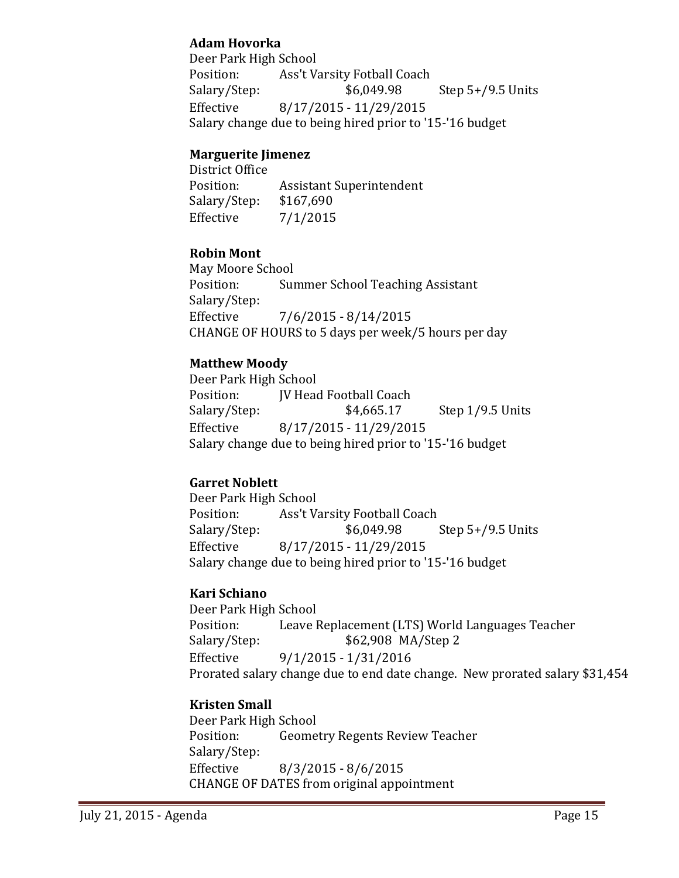**Adam Hovorka**
Deer Park High School
Position: Ass't Varsity Fotball Coach
Salary/Step: $6,049.98 Step 5+/9.5 Units
Effective 8/17/2015 - 11/29/2015
Salary change due to being hired prior to '15-'16 budget

**Marguerite Jimenez**
District Office
Position: Assistant Superintendent
Salary/Step: $167,690
Effective 7/1/2015

**Robin Mont**
May Moore School
Position: Summer School Teaching Assistant
Salary/Step:
Effective 7/6/2015 - 8/14/2015
CHANGE OF HOURS to 5 days per week/5 hours per day

**Matthew Moody**
Deer Park High School
Position: JV Head Football Coach
Salary/Step: $4,665.17 Step 1/9.5 Units
Effective 8/17/2015 - 11/29/2015
Salary change due to being hired prior to '15-'16 budget

**Garret Noblett**
Deer Park High School
Position: Ass't Varsity Football Coach
Salary/Step: $6,049.98 Step 5+/9.5 Units
Effective 8/17/2015 - 11/29/2015
Salary change due to being hired prior to '15-'16 budget

**Kari Schiano**
Deer Park High School
Position: Leave Replacement (LTS) World Languages Teacher
Salary/Step: $62,908 MA/Step 2
Effective 9/1/2015 - 1/31/2016
Prorated salary change due to end date change. New prorated salary $31,454

**Kristen Small**
Deer Park High School
Position: Geometry Regents Review Teacher
Salary/Step:
Effective 8/3/2015 - 8/6/2015
CHANGE OF DATES from original appointment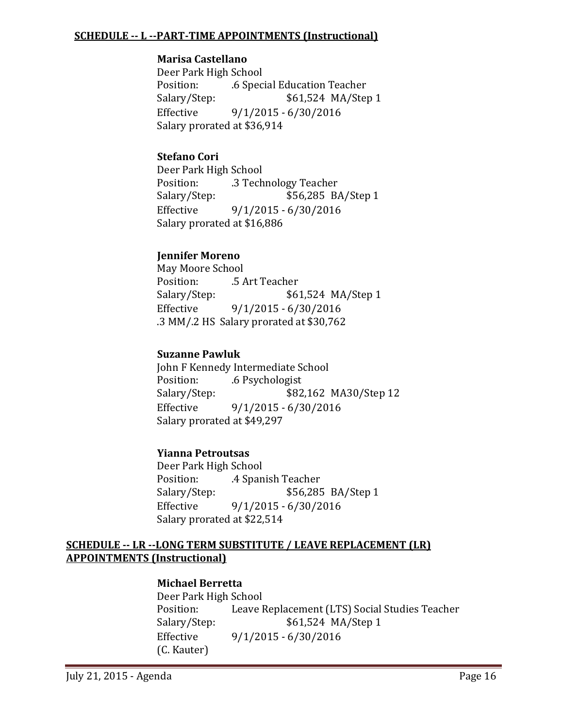**SCHEDULE -- L --PART-TIME APPOINTMENTS (Instructional)**

**Marisa Castellano**
Deer Park High School
Position: .6 Special Education Teacher
Salary/Step: $61,524 MA/Step 1
Effective 9/1/2015 - 6/30/2016
Salary prorated at $36,914

**Stefano Cori**
Deer Park High School
Position: .3 Technology Teacher
Salary/Step: $56,285 BA/Step 1
Effective 9/1/2015 - 6/30/2016
Salary prorated at $16,886

**Jennifer Moreno**
May Moore School
Position: .5 Art Teacher
Salary/Step: $61,524 MA/Step 1
Effective 9/1/2015 - 6/30/2016
.3 MM/.2 HS Salary prorated at $30,762

**Suzanne Pawluk**
John F Kennedy Intermediate School
Position: .6 Psychologist
Salary/Step: $82,162 MA30/Step 12
Effective 9/1/2015 - 6/30/2016
Salary prorated at $49,297

**Yianna Petroutsas**
Deer Park High School
Position: .4 Spanish Teacher
Salary/Step: $56,285 BA/Step 1
Effective 9/1/2015 - 6/30/2016
Salary prorated at $22,514

**SCHEDULE -- LR --LONG TERM SUBSTITUTE / LEAVE REPLACEMENT (LR) APPOINTMENTS (Instructional)**

**Michael Berretta**
Deer Park High School
Position: Leave Replacement (LTS) Social Studies Teacher
Salary/Step: $61,524 MA/Step 1
Effective 9/1/2015 - 6/30/2016
(C. Kauter)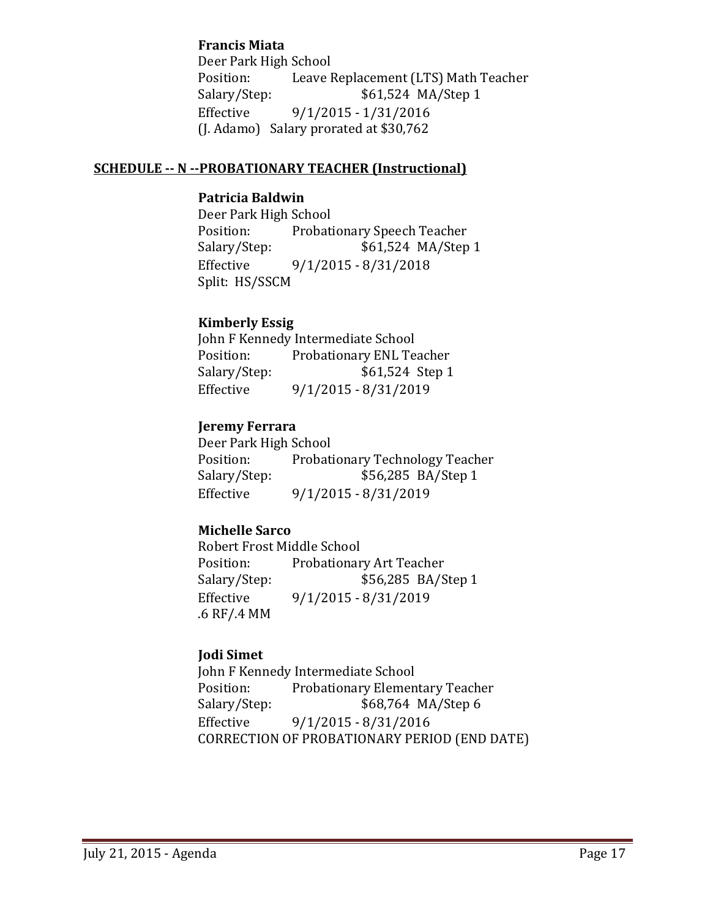**Francis Miata**
Deer Park High School
Position: Leave Replacement (LTS) Math Teacher
Salary/Step: $61,524 MA/Step 1
Effective 9/1/2015 - 1/31/2016
(J. Adamo) Salary prorated at $30,762

## SCHEDULE -- N --PROBATIONARY TEACHER (Instructional)

**Patricia Baldwin**
Deer Park High School
Position: Probationary Speech Teacher
Salary/Step: $61,524 MA/Step 1
Effective 9/1/2015 - 8/31/2018
Split: HS/SSCM

**Kimberly Essig**
John F Kennedy Intermediate School
Position: Probationary ENL Teacher
Salary/Step: $61,524 Step 1
Effective 9/1/2015 - 8/31/2019

**Jeremy Ferrara**
Deer Park High School
Position: Probationary Technology Teacher
Salary/Step: $56,285 BA/Step 1
Effective 9/1/2015 - 8/31/2019

**Michelle Sarco**
Robert Frost Middle School
Position: Probationary Art Teacher
Salary/Step: $56,285 BA/Step 1
Effective 9/1/2015 - 8/31/2019
.6 RF/.4 MM

**Jodi Simet**
John F Kennedy Intermediate School
Position: Probationary Elementary Teacher
Salary/Step: $68,764 MA/Step 6
Effective 9/1/2015 - 8/31/2016
CORRECTION OF PROBATIONARY PERIOD (END DATE)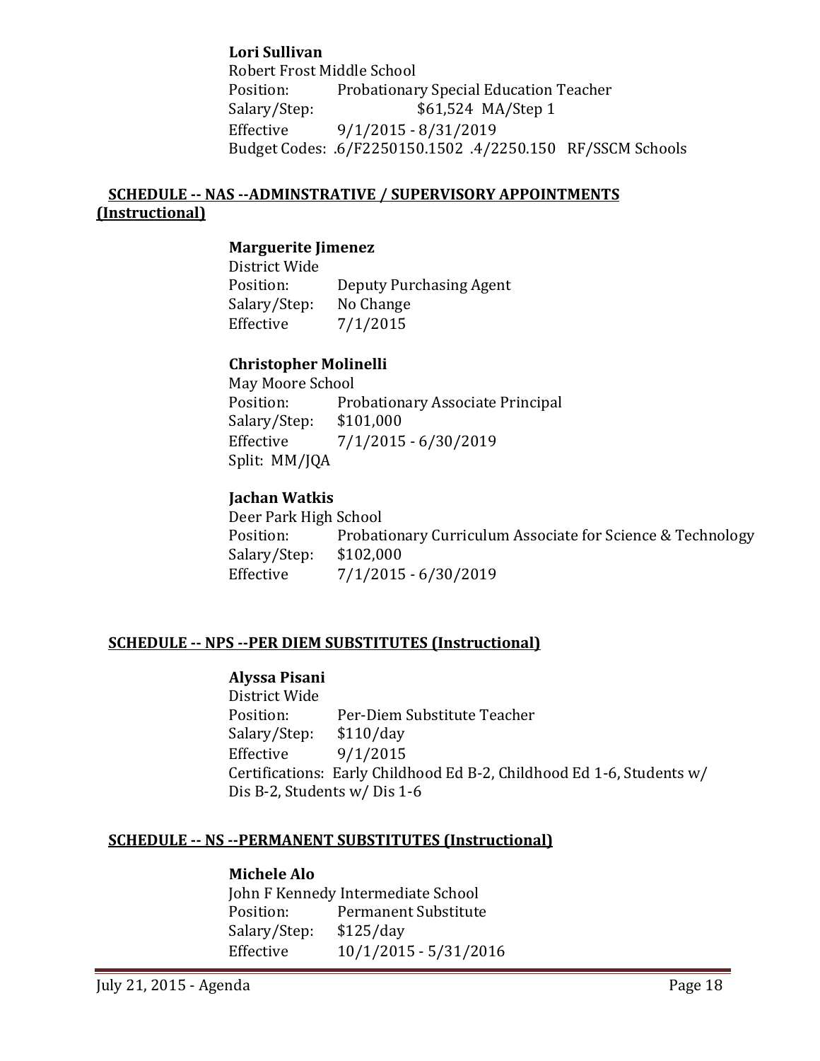**Lori Sullivan**
Robert Frost Middle School
Position: Probationary Special Education Teacher
Salary/Step: $61,524 MA/Step 1
Effective 9/1/2015 - 8/31/2019
Budget Codes: .6/F2250150.1502 .4/2250.150 RF/SSCM Schools

## SCHEDULE -- NAS --ADMINSTRATIVE / SUPERVISORY APPOINTMENTS (Instructional)

**Marguerite Jimenez**
District Wide
Position: Deputy Purchasing Agent
Salary/Step: No Change
Effective 7/1/2015

**Christopher Molinelli**
May Moore School
Position: Probationary Associate Principal
Salary/Step: $101,000
Effective 7/1/2015 - 6/30/2019
Split: MM/JQA

**Jachan Watkis**
Deer Park High School
Position: Probationary Curriculum Associate for Science & Technology
Salary/Step: $102,000
Effective 7/1/2015 - 6/30/2019

## SCHEDULE -- NPS --PER DIEM SUBSTITUTES (Instructional)

**Alyssa Pisani**
District Wide
Position: Per-Diem Substitute Teacher
Salary/Step: $110/day
Effective 9/1/2015
Certifications: Early Childhood Ed B-2, Childhood Ed 1-6, Students w/ Dis B-2, Students w/ Dis 1-6

## SCHEDULE -- NS --PERMANENT SUBSTITUTES (Instructional)

**Michele Alo**
John F Kennedy Intermediate School
Position: Permanent Substitute
Salary/Step: $125/day
Effective 10/1/2015 - 5/31/2016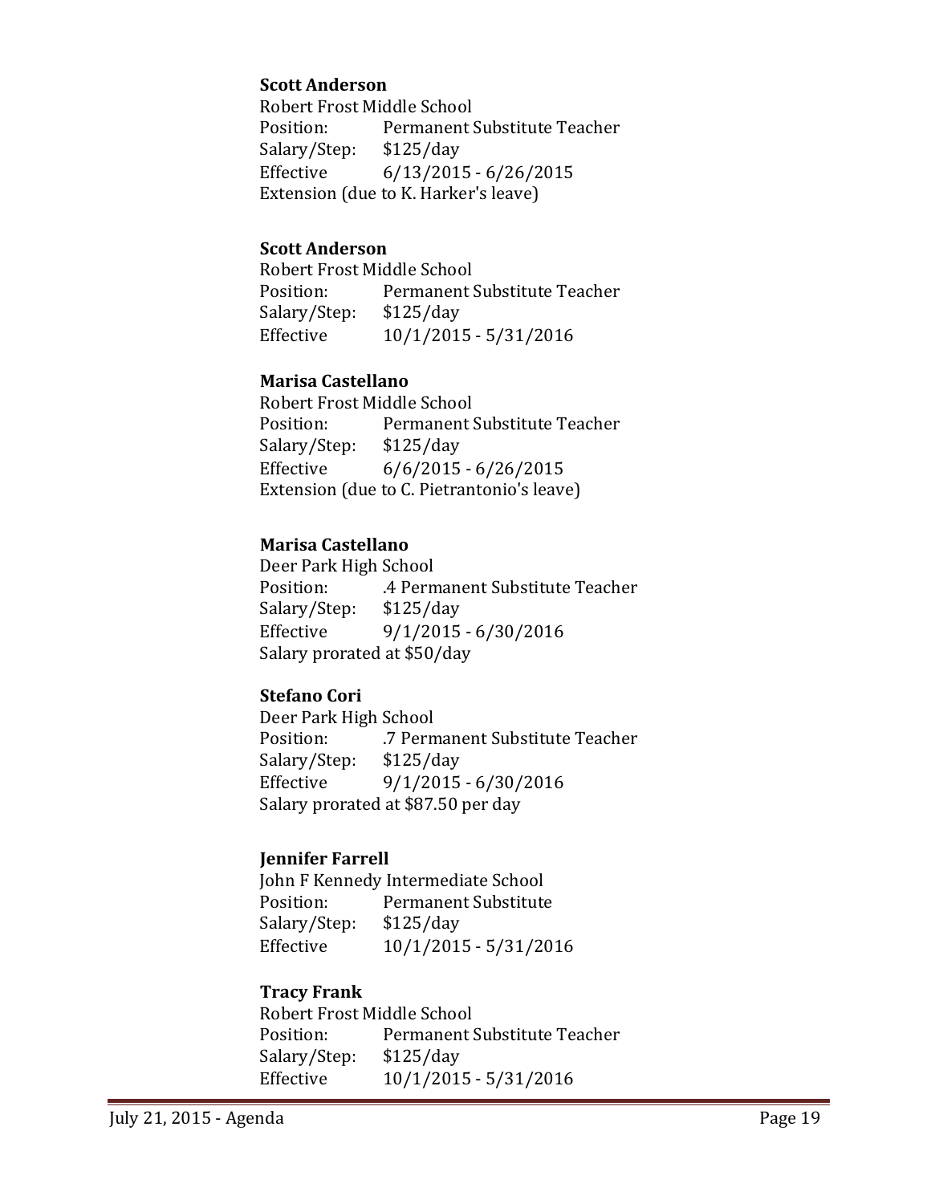**Scott Anderson**
Robert Frost Middle School
Position: Permanent Substitute Teacher
Salary/Step: $125/day
Effective 6/13/2015 - 6/26/2015
Extension (due to K. Harker's leave)

**Scott Anderson**
Robert Frost Middle School
Position: Permanent Substitute Teacher
Salary/Step: $125/day
Effective 10/1/2015 - 5/31/2016

**Marisa Castellano**
Robert Frost Middle School
Position: Permanent Substitute Teacher
Salary/Step: $125/day
Effective 6/6/2015 - 6/26/2015
Extension (due to C. Pietrantonio's leave)

**Marisa Castellano**
Deer Park High School
Position: .4 Permanent Substitute Teacher
Salary/Step: $125/day
Effective 9/1/2015 - 6/30/2016
Salary prorated at $50/day

**Stefano Cori**
Deer Park High School
Position: .7 Permanent Substitute Teacher
Salary/Step: $125/day
Effective 9/1/2015 - 6/30/2016
Salary prorated at $87.50 per day

**Jennifer Farrell**
John F Kennedy Intermediate School
Position: Permanent Substitute
Salary/Step: $125/day
Effective 10/1/2015 - 5/31/2016

**Tracy Frank**
Robert Frost Middle School
Position: Permanent Substitute Teacher
Salary/Step: $125/day
Effective 10/1/2015 - 5/31/2016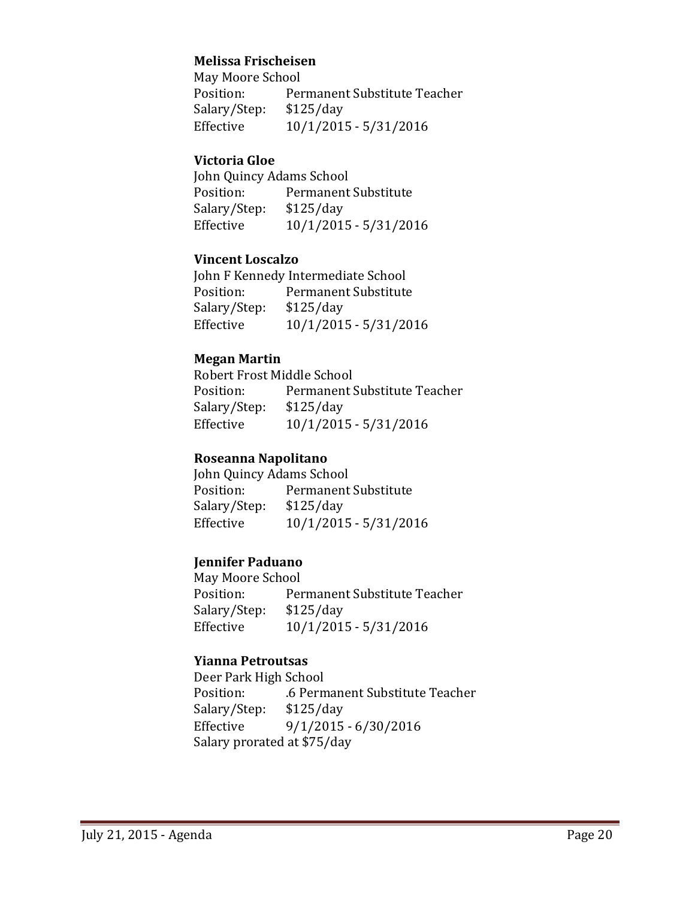**Melissa Frischeisen**
May Moore School
Position: Permanent Substitute Teacher
Salary/Step: $125/day
Effective 10/1/2015 - 5/31/2016

**Victoria Gloe**
John Quincy Adams School
Position: Permanent Substitute
Salary/Step: $125/day
Effective 10/1/2015 - 5/31/2016

**Vincent Loscalzo**
John F Kennedy Intermediate School
Position: Permanent Substitute
Salary/Step: $125/day
Effective 10/1/2015 - 5/31/2016

**Megan Martin**
Robert Frost Middle School
Position: Permanent Substitute Teacher
Salary/Step: $125/day
Effective 10/1/2015 - 5/31/2016

**Roseanna Napolitano**
John Quincy Adams School
Position: Permanent Substitute
Salary/Step: $125/day
Effective 10/1/2015 - 5/31/2016

**Jennifer Paduano**
May Moore School
Position: Permanent Substitute Teacher
Salary/Step: $125/day
Effective 10/1/2015 - 5/31/2016

**Yianna Petroutsas**
Deer Park High School
Position: .6 Permanent Substitute Teacher
Salary/Step: $125/day
Effective 9/1/2015 - 6/30/2016
Salary prorated at $75/day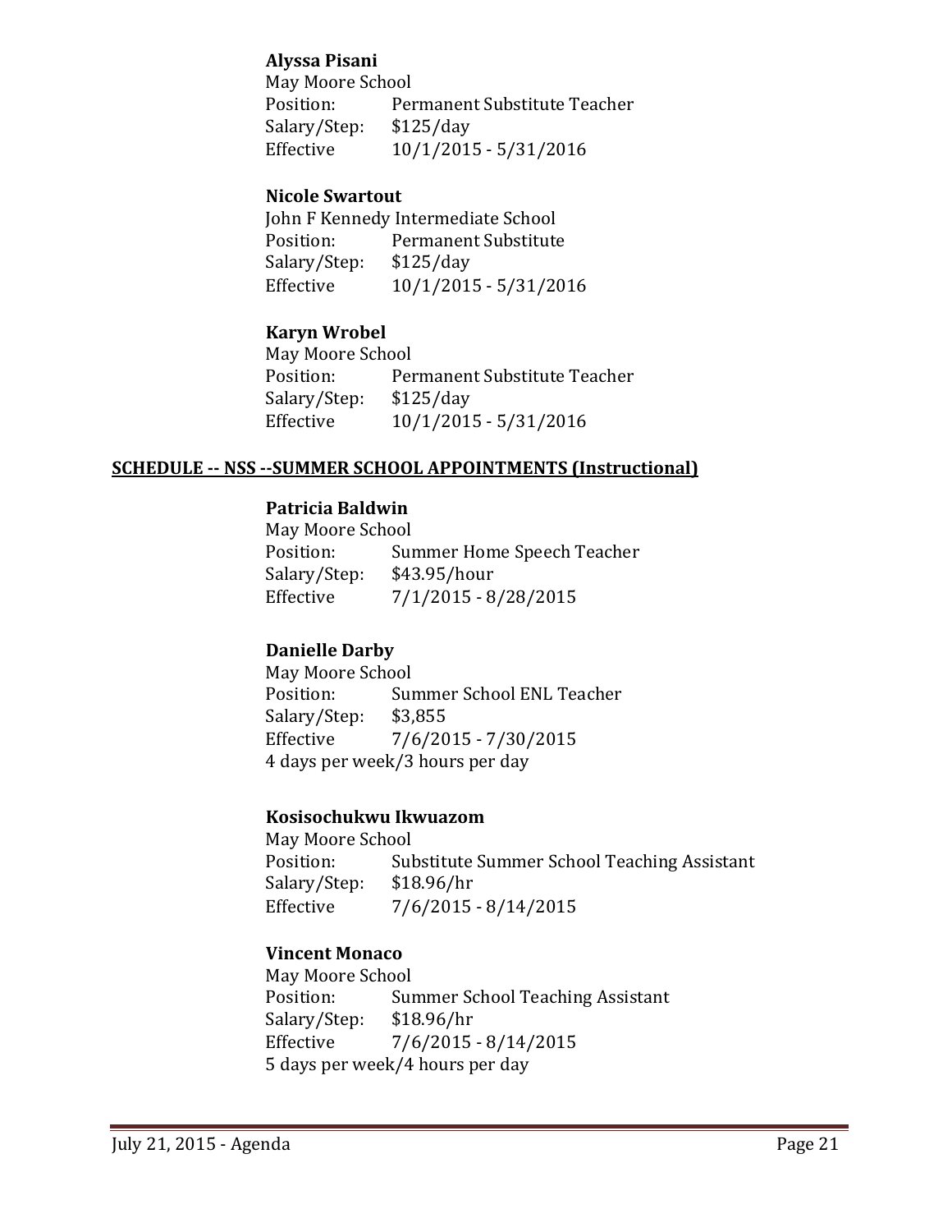**Alyssa Pisani**
May Moore School
Position: Permanent Substitute Teacher
Salary/Step: $125/day
Effective 10/1/2015 - 5/31/2016

**Nicole Swartout**
John F Kennedy Intermediate School
Position: Permanent Substitute
Salary/Step: $125/day
Effective 10/1/2015 - 5/31/2016

**Karyn Wrobel**
May Moore School
Position: Permanent Substitute Teacher
Salary/Step: $125/day
Effective 10/1/2015 - 5/31/2016

## SCHEDULE -- NSS --SUMMER SCHOOL APPOINTMENTS (Instructional)

**Patricia Baldwin**
May Moore School
Position: Summer Home Speech Teacher
Salary/Step: $43.95/hour
Effective 7/1/2015 - 8/28/2015

**Danielle Darby**
May Moore School
Position: Summer School ENL Teacher
Salary/Step: $3,855
Effective 7/6/2015 - 7/30/2015
4 days per week/3 hours per day

**Kosisochukwu Ikwuazom**
May Moore School
Position: Substitute Summer School Teaching Assistant
Salary/Step: $18.96/hr
Effective 7/6/2015 - 8/14/2015

**Vincent Monaco**
May Moore School
Position: Summer School Teaching Assistant
Salary/Step: $18.96/hr
Effective 7/6/2015 - 8/14/2015
5 days per week/4 hours per day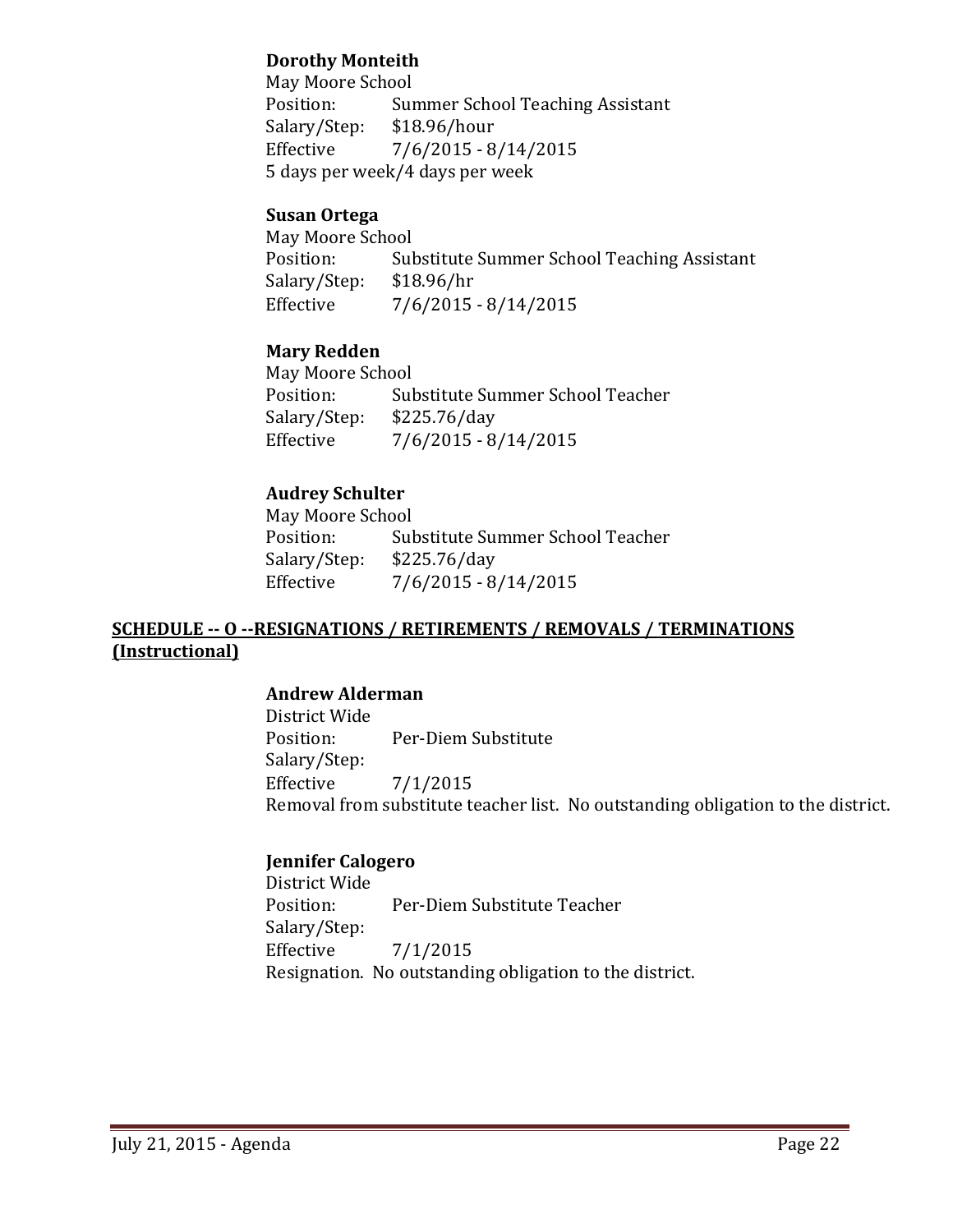**Dorothy Monteith**
May Moore School
Position: Summer School Teaching Assistant
Salary/Step: $18.96/hour
Effective 7/6/2015 - 8/14/2015
5 days per week/4 days per week

**Susan Ortega**
May Moore School
Position: Substitute Summer School Teaching Assistant
Salary/Step: $18.96/hr
Effective 7/6/2015 - 8/14/2015

**Mary Redden**
May Moore School
Position: Substitute Summer School Teacher
Salary/Step: $225.76/day
Effective 7/6/2015 - 8/14/2015

**Audrey Schulter**
May Moore School
Position: Substitute Summer School Teacher
Salary/Step: $225.76/day
Effective 7/6/2015 - 8/14/2015

**SCHEDULE -- O --RESIGNATIONS / RETIREMENTS / REMOVALS / TERMINATIONS (Instructional)**

**Andrew Alderman**
District Wide
Position: Per-Diem Substitute
Salary/Step:
Effective 7/1/2015
Removal from substitute teacher list. No outstanding obligation to the district.

**Jennifer Calogero**
District Wide
Position: Per-Diem Substitute Teacher
Salary/Step:
Effective 7/1/2015
Resignation. No outstanding obligation to the district.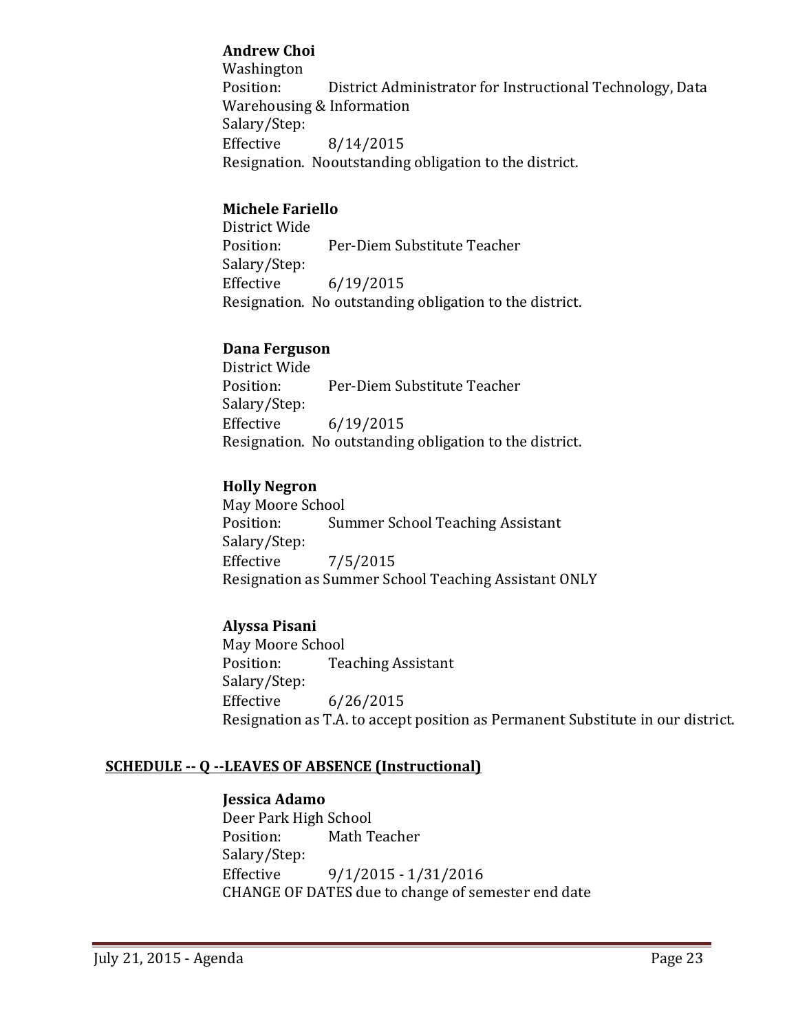**Andrew Choi**
Washington
Position: District Administrator for Instructional Technology, Data Warehousing & Information
Salary/Step:
Effective 8/14/2015
Resignation. Nooutstanding obligation to the district.

**Michele Fariello**
District Wide
Position: Per-Diem Substitute Teacher
Salary/Step:
Effective 6/19/2015
Resignation. No outstanding obligation to the district.

**Dana Ferguson**
District Wide
Position: Per-Diem Substitute Teacher
Salary/Step:
Effective 6/19/2015
Resignation. No outstanding obligation to the district.

**Holly Negron**
May Moore School
Position: Summer School Teaching Assistant
Salary/Step:
Effective 7/5/2015
Resignation as Summer School Teaching Assistant ONLY

**Alyssa Pisani**
May Moore School
Position: Teaching Assistant
Salary/Step:
Effective 6/26/2015
Resignation as T.A. to accept position as Permanent Substitute in our district.

## SCHEDULE -- Q --LEAVES OF ABSENCE (Instructional)

**Jessica Adamo**
Deer Park High School
Position: Math Teacher
Salary/Step:
Effective 9/1/2015 - 1/31/2016
CHANGE OF DATES due to change of semester end date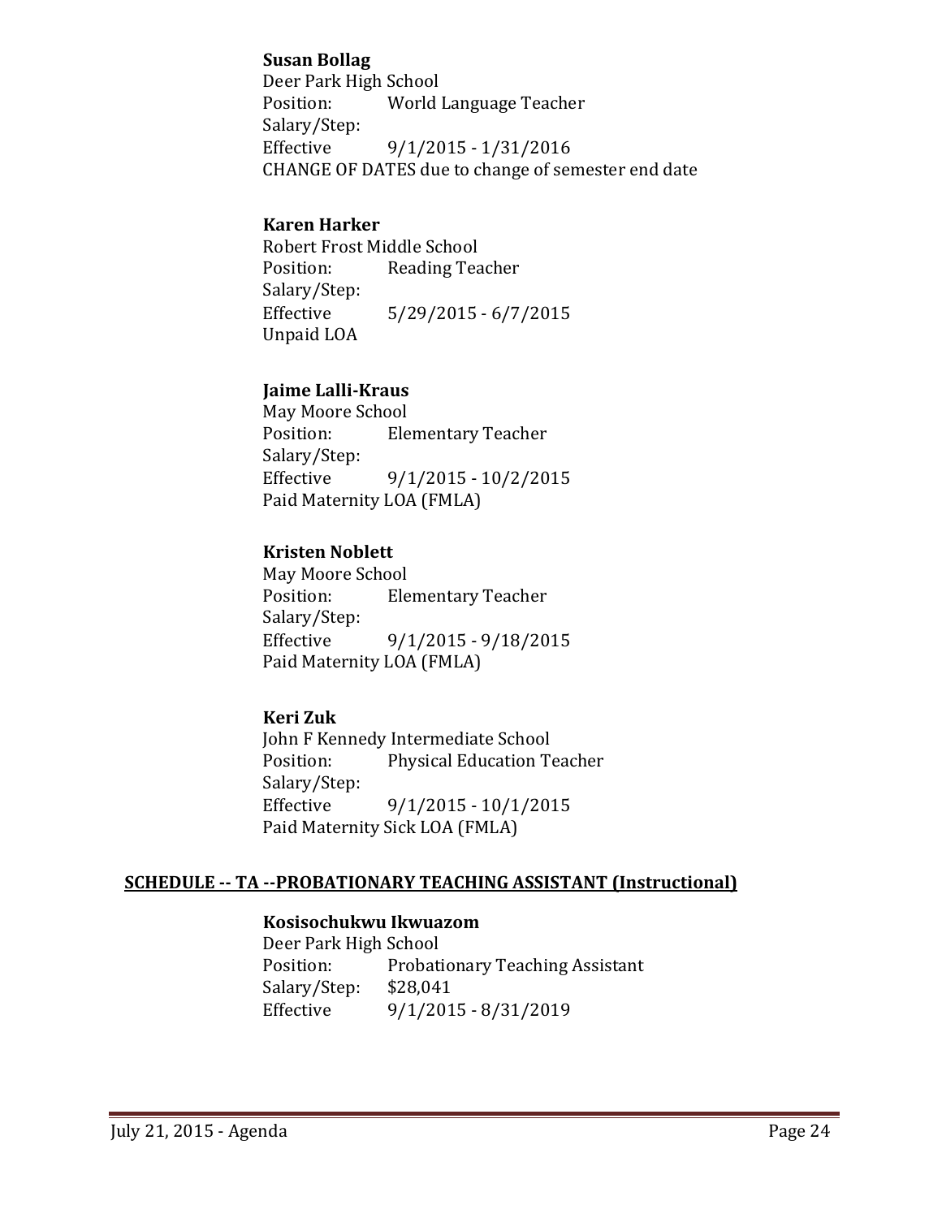**Susan Bollag**
Deer Park High School
Position: World Language Teacher
Salary/Step:
Effective 9/1/2015 - 1/31/2016
CHANGE OF DATES due to change of semester end date

**Karen Harker**
Robert Frost Middle School
Position: Reading Teacher
Salary/Step:
Effective 5/29/2015 - 6/7/2015
Unpaid LOA

**Jaime Lalli-Kraus**
May Moore School
Position: Elementary Teacher
Salary/Step:
Effective 9/1/2015 - 10/2/2015
Paid Maternity LOA (FMLA)

**Kristen Noblett**
May Moore School
Position: Elementary Teacher
Salary/Step:
Effective 9/1/2015 - 9/18/2015
Paid Maternity LOA (FMLA)

**Keri Zuk**
John F Kennedy Intermediate School
Position: Physical Education Teacher
Salary/Step:
Effective 9/1/2015 - 10/1/2015
Paid Maternity Sick LOA (FMLA)

**SCHEDULE -- TA --PROBATIONARY TEACHING ASSISTANT (Instructional)**

**Kosisochukwu Ikwuazom**
Deer Park High School
Position: Probationary Teaching Assistant
Salary/Step: $28,041
Effective 9/1/2015 - 8/31/2019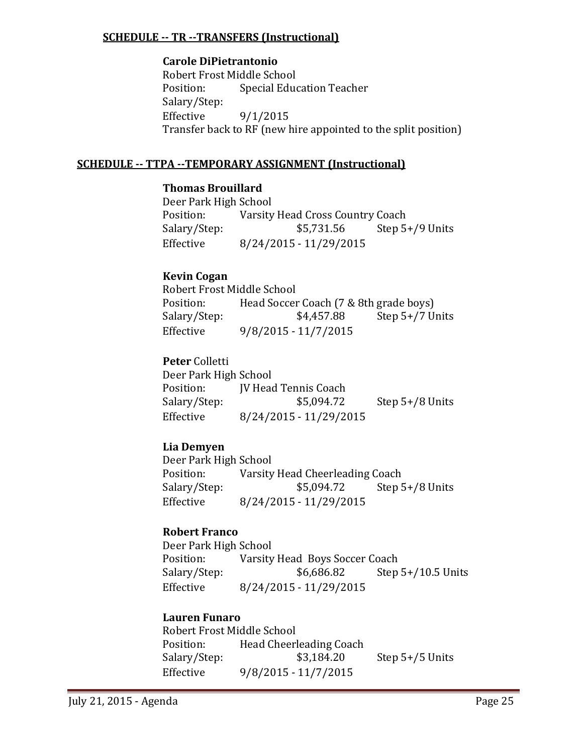### SCHEDULE -- TR --TRANSFERS (Instructional)

**Carole DiPietrantonio**
Robert Frost Middle School
Position: Special Education Teacher
Salary/Step:
Effective 9/1/2015
Transfer back to RF (new hire appointed to the split position)

### SCHEDULE -- TTPA --TEMPORARY ASSIGNMENT (Instructional)

**Thomas Brouillard**
Deer Park High School
Position: Varsity Head Cross Country Coach
Salary/Step: $5,731.56 Step 5+/9 Units
Effective 8/24/2015 - 11/29/2015

**Kevin Cogan**
Robert Frost Middle School
Position: Head Soccer Coach (7 & 8th grade boys)
Salary/Step: $4,457.88 Step 5+/7 Units
Effective 9/8/2015 - 11/7/2015

**Peter** Colletti
Deer Park High School
Position: JV Head Tennis Coach
Salary/Step: $5,094.72 Step 5+/8 Units
Effective 8/24/2015 - 11/29/2015

**Lia Demyen**
Deer Park High School
Position: Varsity Head Cheerleading Coach
Salary/Step: $5,094.72 Step 5+/8 Units
Effective 8/24/2015 - 11/29/2015

**Robert Franco**
Deer Park High School
Position: Varsity Head Boys Soccer Coach
Salary/Step: $6,686.82 Step 5+/10.5 Units
Effective 8/24/2015 - 11/29/2015

**Lauren Funaro**
Robert Frost Middle School
Position: Head Cheerleading Coach
Salary/Step: $3,184.20 Step 5+/5 Units
Effective 9/8/2015 - 11/7/2015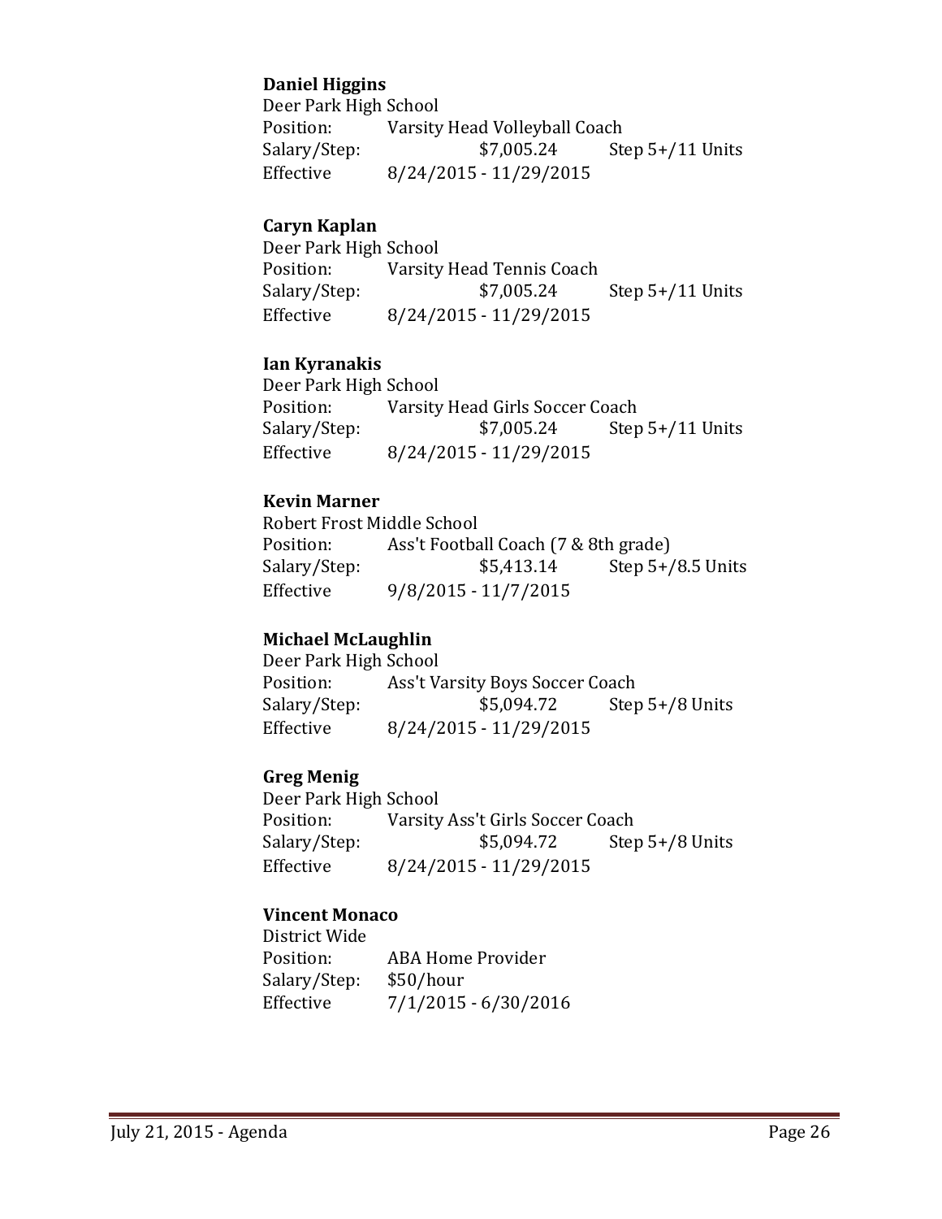**Daniel Higgins**
Deer Park High School
Position: Varsity Head Volleyball Coach
Salary/Step: $7,005.24 Step 5+/11 Units
Effective 8/24/2015 - 11/29/2015

**Caryn Kaplan**
Deer Park High School
Position: Varsity Head Tennis Coach
Salary/Step: $7,005.24 Step 5+/11 Units
Effective 8/24/2015 - 11/29/2015

**Ian Kyranakis**
Deer Park High School
Position: Varsity Head Girls Soccer Coach
Salary/Step: $7,005.24 Step 5+/11 Units
Effective 8/24/2015 - 11/29/2015

**Kevin Marner**
Robert Frost Middle School
Position: Ass't Football Coach (7 & 8th grade)
Salary/Step: $5,413.14 Step 5+/8.5 Units
Effective 9/8/2015 - 11/7/2015

**Michael McLaughlin**
Deer Park High School
Position: Ass't Varsity Boys Soccer Coach
Salary/Step: $5,094.72 Step 5+/8 Units
Effective 8/24/2015 - 11/29/2015

**Greg Menig**
Deer Park High School
Position: Varsity Ass't Girls Soccer Coach
Salary/Step: $5,094.72 Step 5+/8 Units
Effective 8/24/2015 - 11/29/2015

**Vincent Monaco**
District Wide
Position: ABA Home Provider
Salary/Step: $50/hour
Effective 7/1/2015 - 6/30/2016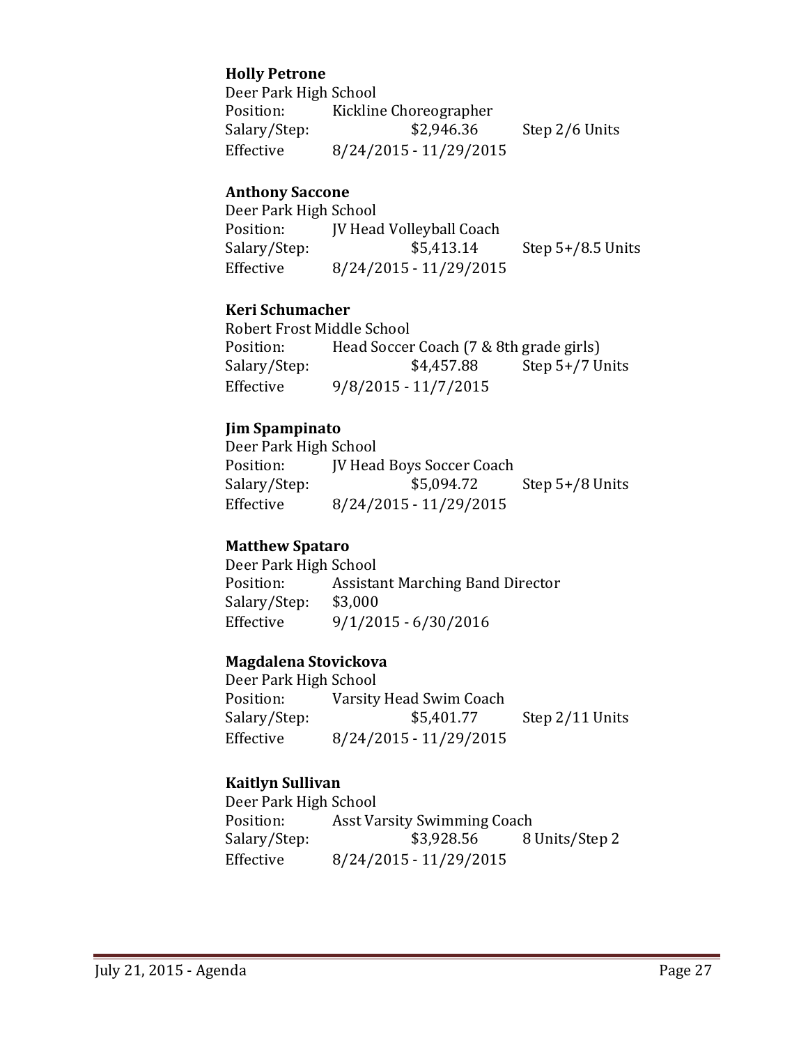**Holly Petrone**
Deer Park High School
Position: Kickline Choreographer
Salary/Step: $2,946.36 Step 2/6 Units
Effective 8/24/2015 - 11/29/2015

**Anthony Saccone**
Deer Park High School
Position: JV Head Volleyball Coach
Salary/Step: $5,413.14 Step 5+/8.5 Units
Effective 8/24/2015 - 11/29/2015

**Keri Schumacher**
Robert Frost Middle School
Position: Head Soccer Coach (7 & 8th grade girls)
Salary/Step: $4,457.88 Step 5+/7 Units
Effective 9/8/2015 - 11/7/2015

**Jim Spampinato**
Deer Park High School
Position: JV Head Boys Soccer Coach
Salary/Step: $5,094.72 Step 5+/8 Units
Effective 8/24/2015 - 11/29/2015

**Matthew Spataro**
Deer Park High School
Position: Assistant Marching Band Director
Salary/Step: $3,000
Effective 9/1/2015 - 6/30/2016

**Magdalena Stovickova**
Deer Park High School
Position: Varsity Head Swim Coach
Salary/Step: $5,401.77 Step 2/11 Units
Effective 8/24/2015 - 11/29/2015

**Kaitlyn Sullivan**
Deer Park High School
Position: Asst Varsity Swimming Coach
Salary/Step: $3,928.56 8 Units/Step 2
Effective 8/24/2015 - 11/29/2015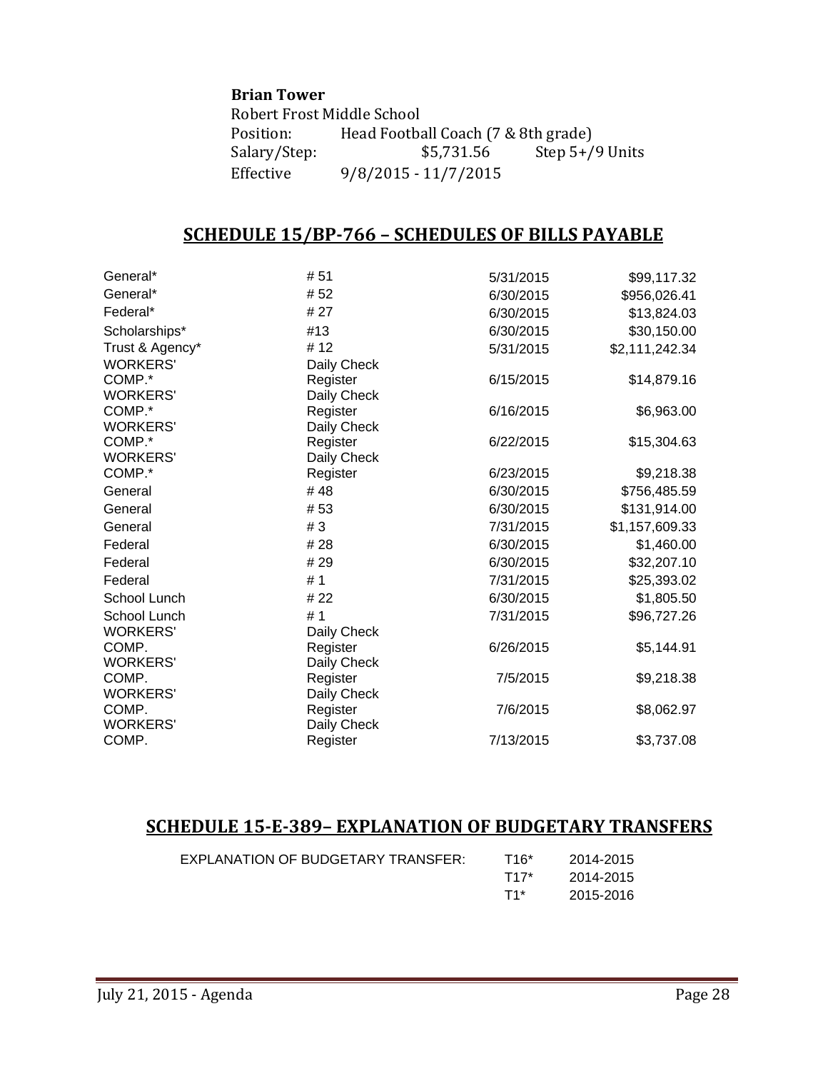**Brian Tower**
Robert Frost Middle School
Position: Head Football Coach (7 & 8th grade)
Salary/Step: $5,731.56 Step 5+/9 Units
Effective 9/8/2015 - 11/7/2015

## SCHEDULE 15/BP-766 – SCHEDULES OF BILLS PAYABLE

| | | | |
|---|---|---|---|
| General* | # 51 | 5/31/2015 | $99,117.32 |
| General* | # 52 | 6/30/2015 | $956,026.41 |
| Federal* | # 27 | 6/30/2015 | $13,824.03 |
| Scholarships* | #13 | 6/30/2015 | $30,150.00 |
| Trust & Agency* | # 12 | 5/31/2015 | $2,111,242.34 |
| WORKERS' COMP.* | Daily Check Register | 6/15/2015 | $14,879.16 |
| WORKERS' COMP.* | Daily Check Register | 6/16/2015 | $6,963.00 |
| WORKERS' COMP.* | Daily Check Register | 6/22/2015 | $15,304.63 |
| WORKERS' COMP.* | Daily Check Register | 6/23/2015 | $9,218.38 |
| General | # 48 | 6/30/2015 | $756,485.59 |
| General | # 53 | 6/30/2015 | $131,914.00 |
| General | # 3 | 7/31/2015 | $1,157,609.33 |
| Federal | # 28 | 6/30/2015 | $1,460.00 |
| Federal | # 29 | 6/30/2015 | $32,207.10 |
| Federal | # 1 | 7/31/2015 | $25,393.02 |
| School Lunch | # 22 | 6/30/2015 | $1,805.50 |
| School Lunch | # 1 | 7/31/2015 | $96,727.26 |
| WORKERS' COMP. | Daily Check Register | 6/26/2015 | $5,144.91 |
| WORKERS' COMP. | Daily Check Register | 7/5/2015 | $9,218.38 |
| WORKERS' COMP. | Daily Check Register | 7/6/2015 | $8,062.97 |
| WORKERS' COMP. | Daily Check Register | 7/13/2015 | $3,737.08 |

## SCHEDULE 15-E-389– EXPLANATION OF BUDGETARY TRANSFERS

| | | |
|---|---|---|
| EXPLANATION OF BUDGETARY TRANSFER: | T16* | 2014-2015 |
| | T17* | 2014-2015 |
| | T1* | 2015-2016 |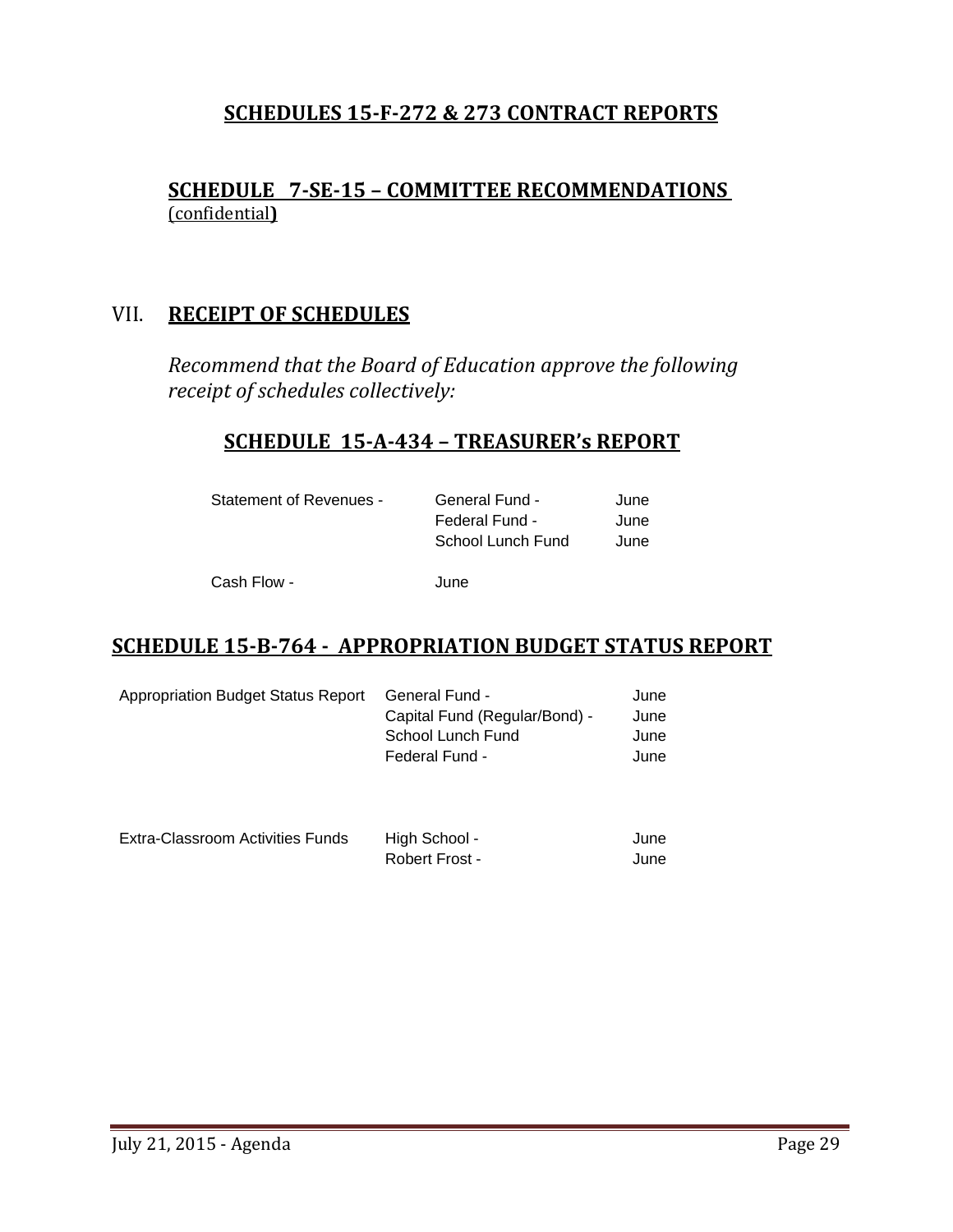**SCHEDULES 15-F-272 & 273 CONTRACT REPORTS**

**SCHEDULE 7-SE-15 – COMMITTEE RECOMMENDATIONS**
(confidential**)**

## VII. RECEIPT OF SCHEDULES

*Recommend that the Board of Education approve the following receipt of schedules collectively:*

**SCHEDULE 15-A-434 – TREASURER's REPORT**

| | | |
|---|---|---|
| Statement of Revenues - | General Fund - | June |
| | Federal Fund - | June |
| | School Lunch Fund | June |
| Cash Flow - | June | |

**SCHEDULE 15-B-764 - APPROPRIATION BUDGET STATUS REPORT**

| | | |
|---|---|---|
| Appropriation Budget Status Report | General Fund - | June |
| | Capital Fund (Regular/Bond) - | June |
| | School Lunch Fund | June |
| | Federal Fund - | June |
| Extra-Classroom Activities Funds | High School - | June |
| | Robert Frost - | June |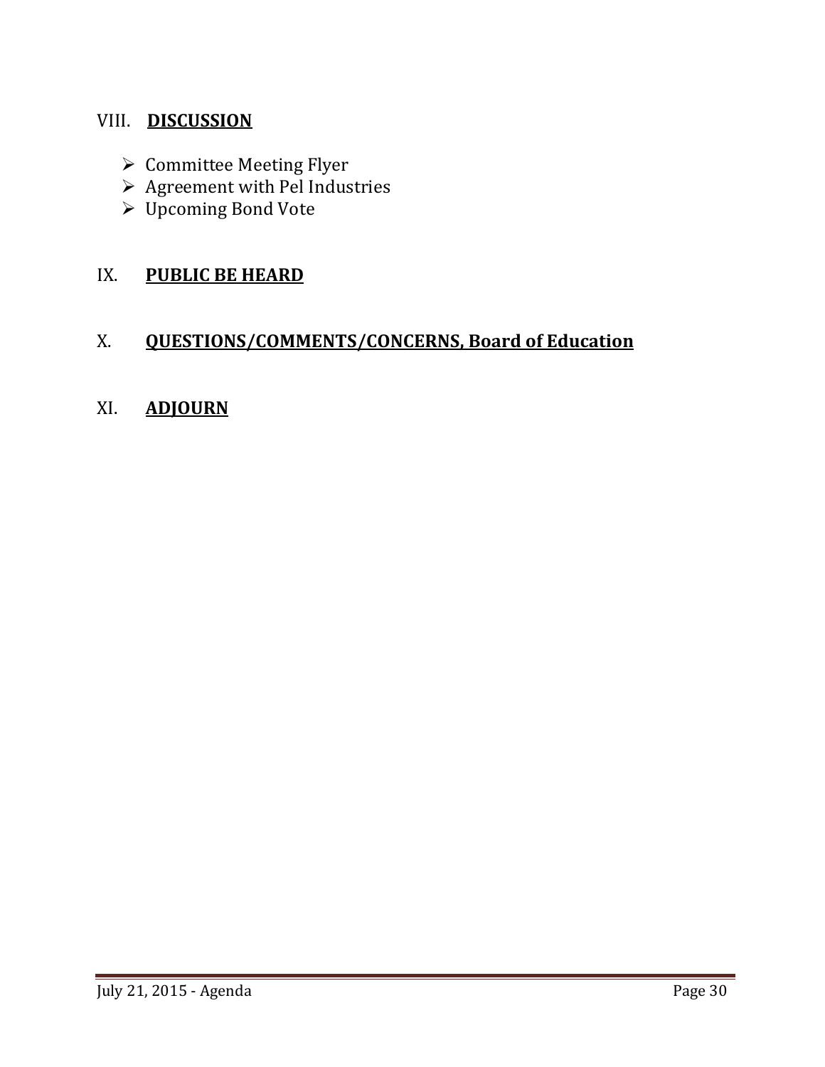## VIII. **DISCUSSION**

- Committee Meeting Flyer
- Agreement with Pel Industries
- Upcoming Bond Vote

## IX. **PUBLIC BE HEARD**

## X. **QUESTIONS/COMMENTS/CONCERNS, Board of Education**

## XI. **ADJOURN**